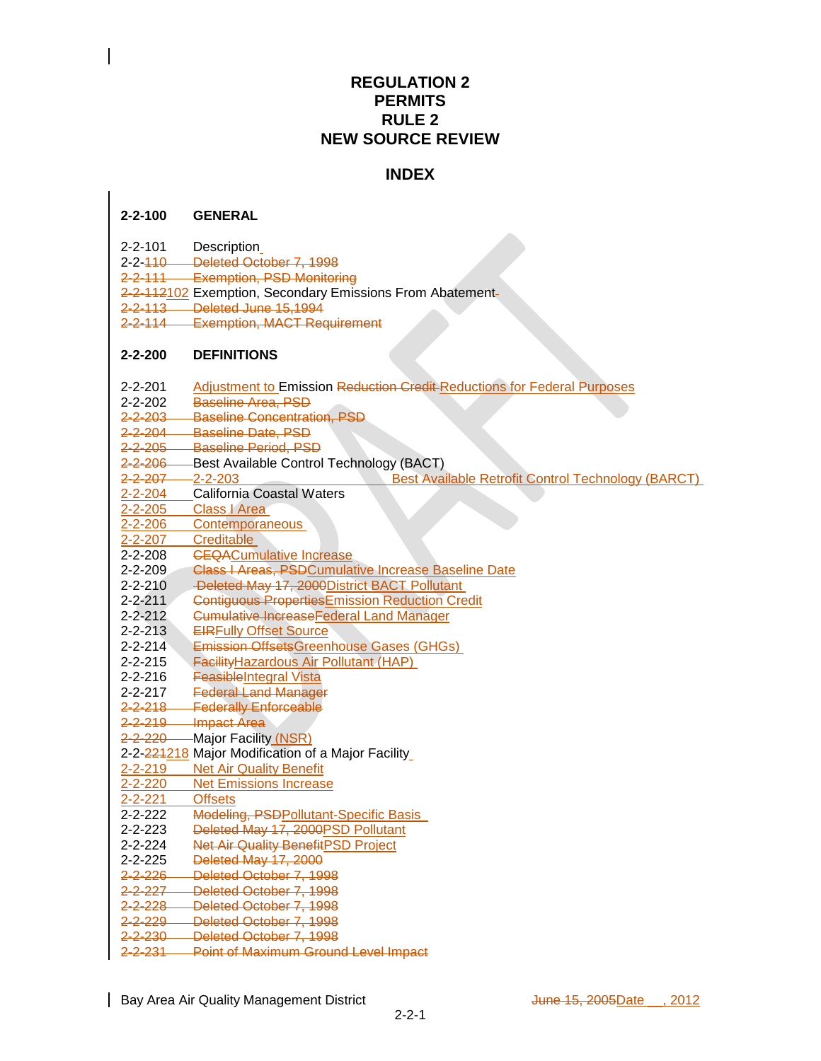# REGULATION 2
# PERMITS
# RULE 2
# NEW SOURCE REVIEW

## INDEX

**2-2-100 GENERAL**

2-2-101 Description
2-2-110 Deleted October 7, 1998
2-2-111 Exemption, PSD Monitoring
2-2-112102 Exemption, Secondary Emissions From Abatement
2-2-113 Deleted June 15,1994
2-2-114 Exemption, MACT Requirement

**2-2-200 DEFINITIONS**

2-2-201 Adjustment to Emission Reduction Credit Reductions for Federal Purposes
2-2-202 Baseline Area, PSD
2-2-203 Baseline Concentration, PSD
2-2-204 Baseline Date, PSD
2-2-205 Baseline Period, PSD
2-2-206 Best Available Control Technology (BACT)
2-2-207 2-2-203 Best Available Retrofit Control Technology (BARCT)
2-2-204 California Coastal Waters
2-2-205 Class I Area
2-2-206 Contemporaneous
2-2-207 Creditable
2-2-208 CEQACumulative Increase
2-2-209 Class I Areas, PSDCumulative Increase Baseline Date
2-2-210 Deleted May 17, 2000District BACT Pollutant
2-2-211 Contiguous PropertiesEmission Reduction Credit
2-2-212 Cumulative IncreaseFederal Land Manager
2-2-213 EIRFully Offset Source
2-2-214 Emission OffsetsGreenhouse Gases (GHGs)
2-2-215 FacilityHazardous Air Pollutant (HAP)
2-2-216 FeasibleIntegral Vista
2-2-217 Federal Land Manager
2-2-218 Federally Enforceable
2-2-219 Impact Area
2-2-220 Major Facility (NSR)
2-2-221218 Major Modification of a Major Facility
2-2-219 Net Air Quality Benefit
2-2-220 Net Emissions Increase
2-2-221 Offsets
2-2-222 Modeling, PSDPollutant-Specific Basis
2-2-223 Deleted May 17, 2000PSD Pollutant
2-2-224 Net Air Quality BenefitPSD Project
2-2-225 Deleted May 17, 2000
2-2-226 Deleted October 7, 1998
2-2-227 Deleted October 7, 1998
2-2-228 Deleted October 7, 1998
2-2-229 Deleted October 7, 1998
2-2-230 Deleted October 7, 1998
2-2-231 Point of Maximum Ground Level Impact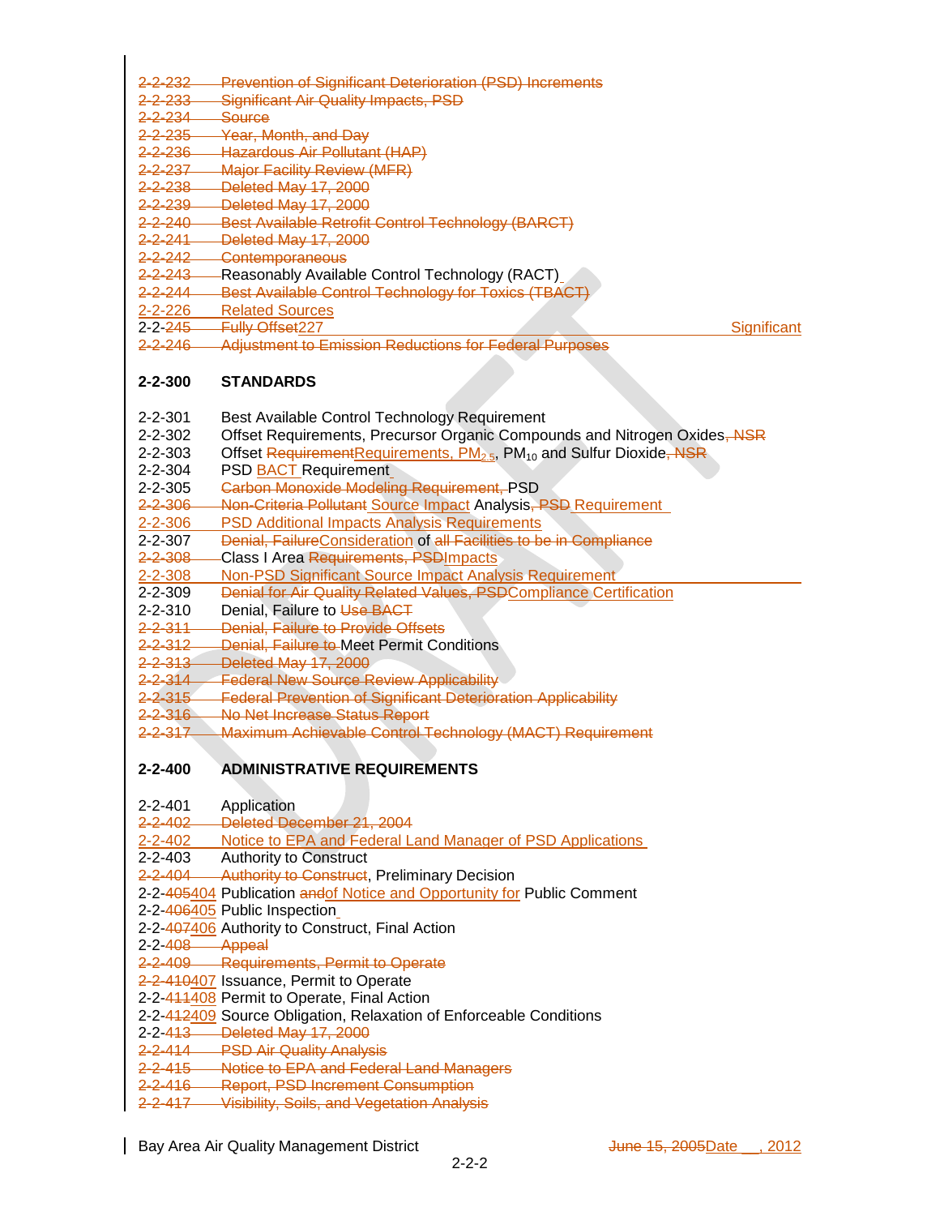2-2-232 Prevention of Significant Deterioration (PSD) Increments
2-2-233 Significant Air Quality Impacts, PSD
2-2-234 Source
2-2-235 Year, Month, and Day
2-2-236 Hazardous Air Pollutant (HAP)
2-2-237 Major Facility Review (MFR)
2-2-238 Deleted May 17, 2000
2-2-239 Deleted May 17, 2000
2-2-240 Best Available Retrofit Control Technology (BARCT)
2-2-241 Deleted May 17, 2000
2-2-242 Contemporaneous
2-2-243 Reasonably Available Control Technology (RACT)
2-2-244 Best Available Control Technology for Toxics (TBACT)
2-2-226 Related Sources
2-2-245227 Fully Offset Significant
2-2-246 Adjustment to Emission Reductions for Federal Purposes

## 2-2-300 STANDARDS

2-2-301 Best Available Control Technology Requirement
2-2-302 Offset Requirements, Precursor Organic Compounds and Nitrogen Oxides, NSR
2-2-303 Offset RequirementRequirements, $PM_{2.5}$, $PM_{10}$ and Sulfur Dioxide, NSR
2-2-304 PSD BACT Requirement
2-2-305 Carbon Monoxide Modeling Requirement, PSD
2-2-306 Non-Criteria Pollutant Source Impact Analysis, PSD Requirement
2-2-306 PSD Additional Impacts Analysis Requirements
2-2-307 Denial, FailureConsideration of all Facilities to be in Compliance
2-2-308 Class I Area Requirements, PSDImpacts
2-2-308 Non-PSD Significant Source Impact Analysis Requirement
2-2-309 Denial for Air Quality Related Values, PSDCompliance Certification
2-2-310 Denial, Failure to Use BACT
2-2-311 Denial, Failure to Provide Offsets
2-2-312 Denial, Failure to Meet Permit Conditions
2-2-313 Deleted May 17, 2000
2-2-314 Federal New Source Review Applicability
2-2-315 Federal Prevention of Significant Deterioration Applicability
2-2-316 No Net Increase Status Report
2-2-317 Maximum Achievable Control Technology (MACT) Requirement

## 2-2-400 ADMINISTRATIVE REQUIREMENTS

2-2-401 Application
2-2-402 Deleted December 21, 2004
2-2-402 Notice to EPA and Federal Land Manager of PSD Applications
2-2-403 Authority to Construct
2-2-404 Authority to Construct, Preliminary Decision
2-2-405404 Publication andof Notice and Opportunity for Public Comment
2-2-406405 Public Inspection
2-2-407406 Authority to Construct, Final Action
2-2-408 Appeal
2-2-409 Requirements, Permit to Operate
2-2-410407 Issuance, Permit to Operate
2-2-411408 Permit to Operate, Final Action
2-2-412409 Source Obligation, Relaxation of Enforceable Conditions
2-2-413 Deleted May 17, 2000
2-2-414 PSD Air Quality Analysis
2-2-415 Notice to EPA and Federal Land Managers
2-2-416 Report, PSD Increment Consumption
2-2-417 Visibility, Soils, and Vegetation Analysis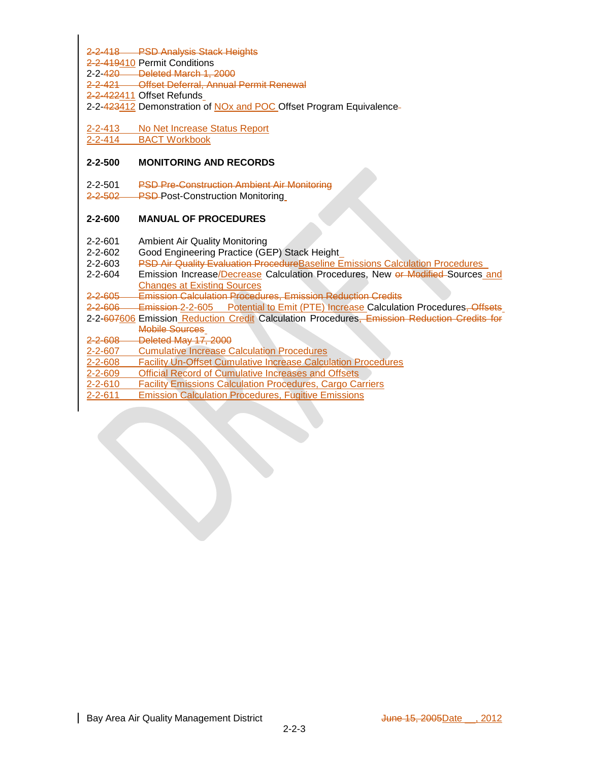2-2-418 PSD Analysis Stack Heights
2-2-419410 Permit Conditions
2-2-420 Deleted March 1, 2000
2-2-421 Offset Deferral, Annual Permit Renewal
2-2-422411 Offset Refunds
2-2-423412 Demonstration of NOx and POC Offset Program Equivalence

2-2-413 No Net Increase Status Report
2-2-414 BACT Workbook

**2-2-500 MONITORING AND RECORDS**

2-2-501 PSD Pre-Construction Ambient Air Monitoring
2-2-502 PSD Post-Construction Monitoring

**2-2-600 MANUAL OF PROCEDURES**

2-2-601 Ambient Air Quality Monitoring
2-2-602 Good Engineering Practice (GEP) Stack Height
2-2-603 PSD Air Quality Evaluation ProcedureBaseline Emissions Calculation Procedures
2-2-604 Emission Increase/Decrease Calculation Procedures, New or Modified Sources and Changes at Existing Sources
2-2-605 Emission Calculation Procedures, Emission Reduction Credits
2-2-606 Emission 2-2-605 Potential to Emit (PTE) Increase Calculation Procedures, Offsets
2-2-607606 Emission Reduction Credit Calculation Procedures, Emission Reduction Credits for Mobile Sources
2-2-608 Deleted May 17, 2000
2-2-607 Cumulative Increase Calculation Procedures
2-2-608 Facility Un-Offset Cumulative Increase Calculation Procedures
2-2-609 Official Record of Cumulative Increases and Offsets
2-2-610 Facility Emissions Calculation Procedures, Cargo Carriers
2-2-611 Emission Calculation Procedures, Fugitive Emissions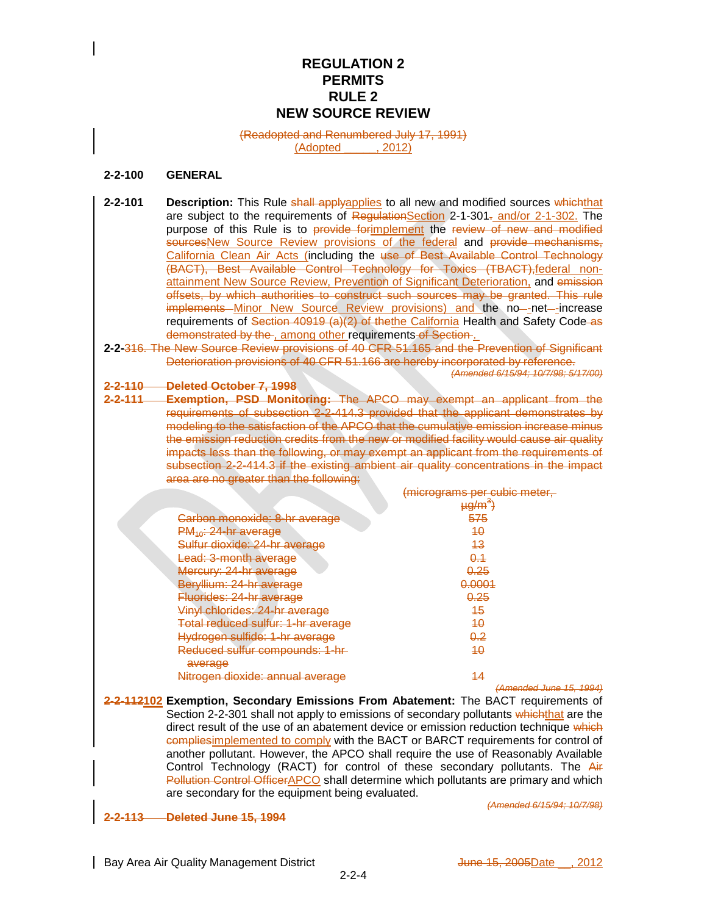# REGULATION 2
# PERMITS
# RULE 2
# NEW SOURCE REVIEW

~~(Readopted and Renumbered July 17, 1991)~~
(Adopted _____, 2012)

**2-2-100 GENERAL**

**2-2-101 Description:** This Rule ~~shall apply~~applies to all new and modified sources ~~which~~that are subject to the requirements of ~~Regulation~~Section 2-1-301~~.~~ and/or 2-1-302. The purpose of this Rule is to ~~provide for~~implement the ~~review of new and modified sources~~New Source Review provisions of the federal and ~~provide mechanisms,~~ California Clean Air Acts (including the ~~use of Best Available Control Technology (BACT), Best Available Control Technology for Toxics (TBACT),~~federal non-attainment New Source Review, Prevention of Significant Deterioration, and ~~emission offsets, by which authorities to construct such sources may be granted. This rule implements~~ Minor New Source Review provisions) and the no~~-~~-net~~-~~-increase requirements of ~~Section 40919 (a)(2) of the~~the California Health and Safety Code ~~as demonstrated by the~~ , among other requirements ~~of Section~~ .
**2-2-**~~316. The New Source Review provisions of 40 CFR 51.165 and the Prevention of Significant Deterioration provisions of 40 CFR 51.166 are hereby incorporated by reference.~~
*~~(Amended 6/15/94; 10/7/98; 5/17/00)~~*

~~**2-2-110 Deleted October 7, 1998**~~
~~**2-2-111 Exemption, PSD Monitoring:** The APCO may exempt an applicant from the requirements of subsection 2-2-414.3 provided that the applicant demonstrates by modeling to the satisfaction of the APCO that the cumulative emission increase minus the emission reduction credits from the new or modified facility would cause air quality impacts less than the following, or may exempt an applicant from the requirements of subsection 2-2-414.3 if the existing ambient air quality concentrations in the impact area are no greater than the following:~~

| | ~~(micrograms per cubic meter, $\mu g/m^3$)~~ |
|---|---|
| ~~Carbon monoxide: 8-hr average~~ | ~~575~~ |
| ~~$PM_{10}$: 24-hr average~~ | ~~10~~ |
| ~~Sulfur dioxide: 24-hr average~~ | ~~13~~ |
| ~~Lead: 3-month average~~ | ~~0.1~~ |
| ~~Mercury: 24-hr average~~ | ~~0.25~~ |
| ~~Beryllium: 24-hr average~~ | ~~0.0001~~ |
| ~~Fluorides: 24-hr average~~ | ~~0.25~~ |
| ~~Vinyl chlorides: 24-hr average~~ | ~~15~~ |
| ~~Total reduced sulfur: 1-hr average~~ | ~~10~~ |
| ~~Hydrogen sulfide: 1-hr average~~ | ~~0.2~~ |
| ~~Reduced sulfur compounds: 1-hr average~~ | ~~10~~ |
| ~~Nitrogen dioxide: annual average~~ | ~~14~~ |

*~~(Amended June 15, 1994)~~*

**~~2-2-112~~2-2-102 Exemption, Secondary Emissions From Abatement:** The BACT requirements of Section 2-2-301 shall not apply to emissions of secondary pollutants ~~which~~that are the direct result of the use of an abatement device or emission reduction technique ~~which complies~~implemented to comply with the BACT or BARCT requirements for control of another pollutant. However, the APCO shall require the use of Reasonably Available Control Technology (RACT) for control of these secondary pollutants. The ~~Air Pollution Control Officer~~APCO shall determine which pollutants are primary and which are secondary for the equipment being evaluated.
*~~(Amended 6/15/94; 10/7/98)~~*

~~**2-2-113 Deleted June 15, 1994**~~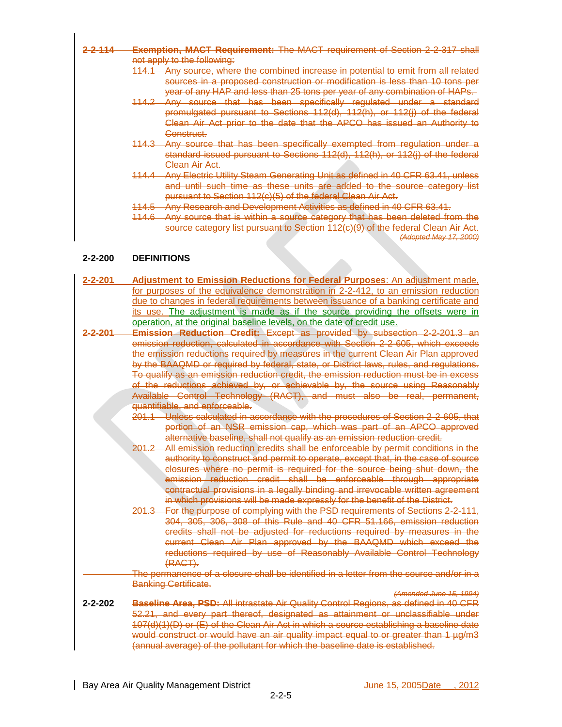~~**2-2-114 Exemption, MACT Requirement:** The MACT requirement of Section 2-2-317 shall not apply to the following:~~

~~114.1 Any source, where the combined increase in potential to emit from all related sources in a proposed construction or modification is less than 10 tons per year of any HAP and less than 25 tons per year of any combination of HAPs.~~

~~114.2 Any source that has been specifically regulated under a standard promulgated pursuant to Sections 112(d), 112(h), or 112(j) of the federal Clean Air Act prior to the date that the APCO has issued an Authority to Construct.~~

~~114.3 Any source that has been specifically exempted from regulation under a standard issued pursuant to Sections 112(d), 112(h), or 112(j) of the federal Clean Air Act.~~

~~114.4 Any Electric Utility Steam Generating Unit as defined in 40 CFR 63.41, unless and until such time as these units are added to the source category list pursuant to Section 112(c)(5) of the federal Clean Air Act.~~

~~114.5 Any Research and Development Activities as defined in 40 CFR 63.41.~~

~~114.6 Any source that is within a source category that has been deleted from the source category list pursuant to Section 112(c)(9) of the federal Clean Air Act.~~

~~*(Adopted May 17, 2000)*~~

## 2-2-200 DEFINITIONS

**2-2-201 Adjustment to Emission Reductions for Federal Purposes**: An adjustment made, for purposes of the equivalence demonstration in 2-2-412, to an emission reduction due to changes in federal requirements between issuance of a banking certificate and its use. The adjustment is made as if the source providing the offsets were in operation, at the original baseline levels, on the date of credit use.

~~**2-2-201 Emission Reduction Credit:** Except as provided by subsection 2-2-201.3 an emission reduction, calculated in accordance with Section 2-2-605, which exceeds the emission reductions required by measures in the current Clean Air Plan approved by the BAAQMD or required by federal, state, or District laws, rules, and regulations. To qualify as an emission reduction credit, the emission reduction must be in excess of the reductions achieved by, or achievable by, the source using Reasonably Available Control Technology (RACT), and must also be real, permanent, quantifiable, and enforceable.~~

~~201.1 Unless calculated in accordance with the procedures of Section 2-2-605, that portion of an NSR emission cap, which was part of an APCO approved alternative baseline, shall not qualify as an emission reduction credit.~~

~~201.2 All emission reduction credits shall be enforceable by permit conditions in the authority to construct and permit to operate, except that, in the case of source closures where no permit is required for the source being shut down, the emission reduction credit shall be enforceable through appropriate contractual provisions in a legally binding and irrevocable written agreement in which provisions will be made expressly for the benefit of the District.~~

~~201.3 For the purpose of complying with the PSD requirements of Sections 2-2-111, 304, 305, 306, 308 of this Rule and 40 CFR 51.166, emission reduction credits shall not be adjusted for reductions required by measures in the current Clean Air Plan approved by the BAAQMD which exceed the reductions required by use of Reasonably Available Control Technology (RACT).~~

~~The permanence of a closure shall be identified in a letter from the source and/or in a Banking Certificate.~~

~~*(Amended June 15, 1994)*~~

**2-2-202** ~~**Baseline Area, PSD:** All intrastate Air Quality Control Regions, as defined in 40 CFR 52.21, and every part thereof, designated as attainment or unclassifiable under 107(d)(1)(D) or (E) of the Clean Air Act in which a source establishing a baseline date would construct or would have an air quality impact equal to or greater than 1 µg/m3 (annual average) of the pollutant for which the baseline date is established.~~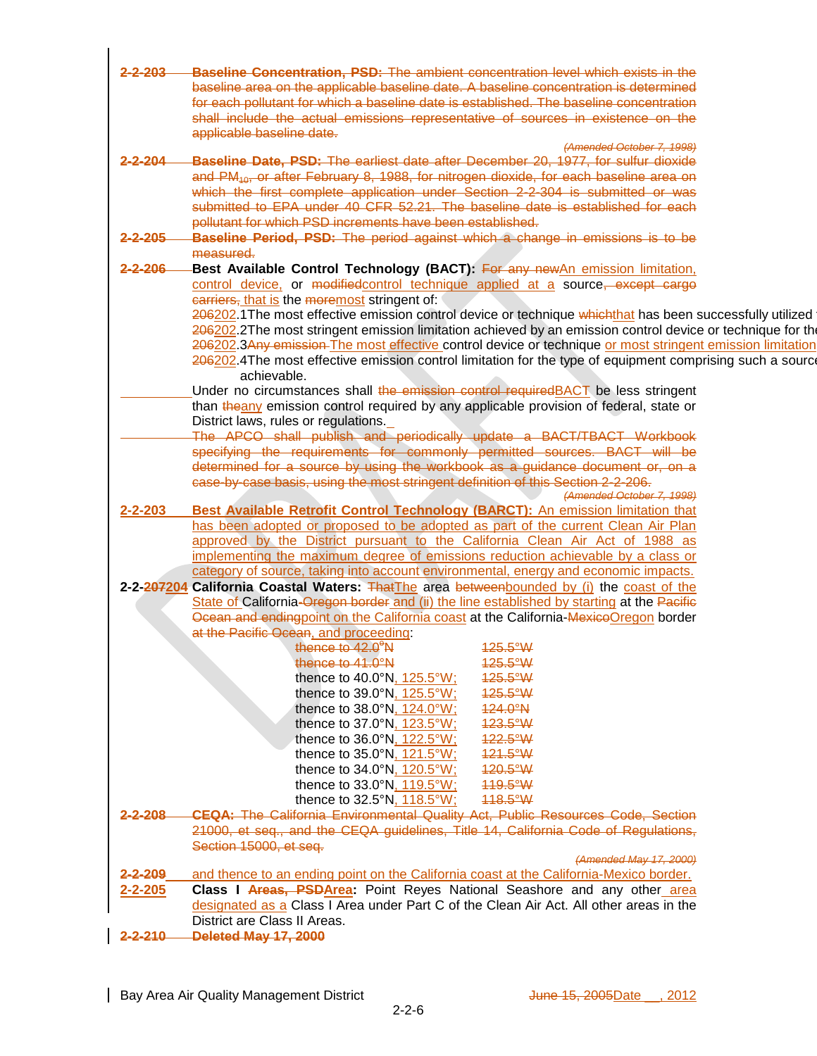~~**2-2-203 Baseline Concentration, PSD:** The ambient concentration level which exists in the baseline area on the applicable baseline date. A baseline concentration is determined for each pollutant for which a baseline date is established. The baseline concentration shall include the actual emissions representative of sources in existence on the applicable baseline date.~~

~~*(Amended October 7, 1998)*~~

~~**2-2-204 Baseline Date, PSD:** The earliest date after December 20, 1977, for sulfur dioxide and $PM_{10}$, or after February 8, 1988, for nitrogen dioxide, for each baseline area on which the first complete application under Section 2-2-304 is submitted or was submitted to EPA under 40 CFR 52.21. The baseline date is established for each pollutant for which PSD increments have been established.~~

~~**2-2-205 Baseline Period, PSD:** The period against which a change in emissions is to be measured.~~

**2-2-206 Best Available Control Technology (BACT):** ~~For any new~~An emission limitation, control device, or ~~modified~~control technique applied at a source~~, except cargo carriers,~~ that is the ~~more~~most stringent of:

~~206~~202.1The most effective emission control device or technique ~~which~~that has been successfully utilized f

~~206~~202.2The most stringent emission limitation achieved by an emission control device or technique for the

~~206~~202.3~~Any emission~~ The most effective control device or technique or most stringent emission limitation

~~206~~202.4The most effective emission control limitation for the type of equipment comprising such a source achievable.

Under no circumstances shall ~~the emission control required~~BACT be less stringent than ~~the~~any emission control required by any applicable provision of federal, state or District laws, rules or regulations.

~~The APCO shall publish and periodically update a BACT/TBACT Workbook specifying the requirements for commonly permitted sources. BACT will be determined for a source by using the workbook as a guidance document or, on a case-by-case basis, using the most stringent definition of this Section 2-2-206.~~

~~*(Amended October 7, 1998)*~~

**2-2-203 Best Available Retrofit Control Technology (BARCT):** An emission limitation that has been adopted or proposed to be adopted as part of the current Clean Air Plan approved by the District pursuant to the California Clean Air Act of 1988 as implementing the maximum degree of emissions reduction achievable by a class or category of source, taking into account environmental, energy and economic impacts.

**2-2-~~207~~204 California Coastal Waters:** ~~That~~The area ~~between~~bounded by (i) the coast of the State of California~~-Oregon border~~ and (ii) the line established by starting at the ~~Pacific Ocean and ending~~point on the California coast at the California-~~Mexico~~Oregon border ~~at the Pacific Ocean~~, and proceeding:

| | |
|---|---|
| ~~thence to 42.0°N~~ | ~~125.5°W~~ |
| ~~thence to 41.0°N~~ | ~~125.5°W~~ |
| thence to 40.0°N, 125.5°W; | ~~125.5°W~~ |
| thence to 39.0°N, 125.5°W; | ~~125.5°W~~ |
| thence to 38.0°N, 124.0°W; | ~~124.0°N~~ |
| thence to 37.0°N, 123.5°W; | ~~123.5°W~~ |
| thence to 36.0°N, 122.5°W; | ~~122.5°W~~ |
| thence to 35.0°N, 121.5°W; | ~~121.5°W~~ |
| thence to 34.0°N, 120.5°W; | ~~120.5°W~~ |
| thence to 33.0°N, 119.5°W; | ~~119.5°W~~ |
| thence to 32.5°N, 118.5°W; | ~~118.5°W~~ |

~~**2-2-208 CEQA:** The California Environmental Quality Act, Public Resources Code, Section 21000, et seq., and the CEQA guidelines, Title 14, California Code of Regulations, Section 15000, et seq.~~

~~*(Amended May 17, 2000)*~~

~~2-2-209~~ and thence to an ending point on the California coast at the California-Mexico border.

**2-2-205 Class I ~~Areas, PSD~~Area:** Point Reyes National Seashore and any other area designated as a Class I Area under Part C of the Clean Air Act. All other areas in the District are Class II Areas.

~~**2-2-210 Deleted May 17, 2000**~~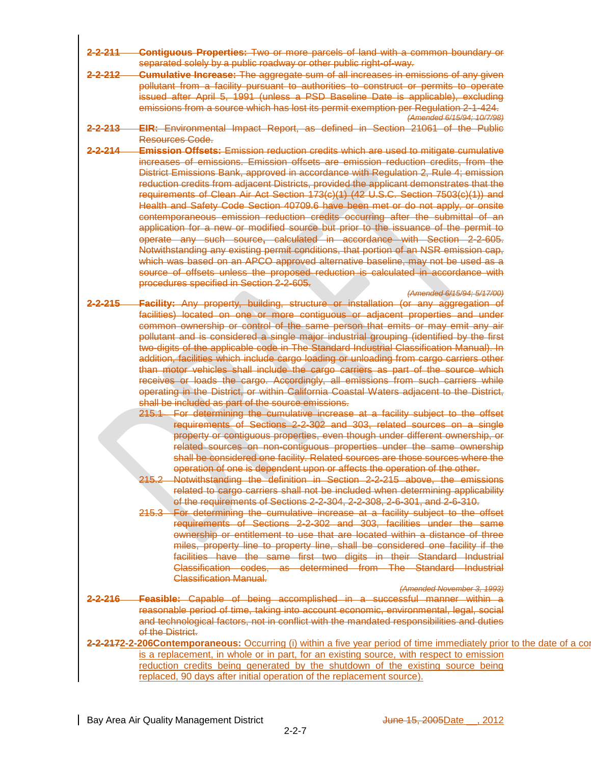~~**2-2-211 Contiguous Properties:** Two or more parcels of land with a common boundary or separated solely by a public roadway or other public right-of-way.~~

~~**2-2-212 Cumulative Increase:** The aggregate sum of all increases in emissions of any given pollutant from a facility pursuant to authorities to construct or permits to operate issued after April 5, 1991 (unless a PSD Baseline Date is applicable), excluding emissions from a source which has lost its permit exemption per Regulation 2-1-424.~~

~~*(Amended 6/15/94; 10/7/98)*~~

~~**2-2-213 EIR:** Environmental Impact Report, as defined in Section 21061 of the Public Resources Code.~~

~~**2-2-214 Emission Offsets:** Emission reduction credits which are used to mitigate cumulative increases of emissions. Emission offsets are emission reduction credits, from the District Emissions Bank, approved in accordance with Regulation 2, Rule 4; emission reduction credits from adjacent Districts, provided the applicant demonstrates that the requirements of Clean Air Act Section 173(c)(1) (42 U.S.C. Section 7503(c)(1)) and Health and Safety Code Section 40709.6 have been met or do not apply, or onsite contemporaneous emission reduction credits occurring after the submittal of an application for a new or modified source but prior to the issuance of the permit to operate any such source, calculated in accordance with Section 2-2-605. Notwithstanding any existing permit conditions, that portion of an NSR emission cap, which was based on an APCO approved alternative baseline, may not be used as a source of offsets unless the proposed reduction is calculated in accordance with procedures specified in Section 2-2-605.~~

~~*(Amended 6/15/94; 5/17/00)*~~

~~**2-2-215 Facility:** Any property, building, structure or installation (or any aggregation of facilities) located on one or more contiguous or adjacent properties and under common ownership or control of the same person that emits or may emit any air pollutant and is considered a single major industrial grouping (identified by the first two-digits of the applicable code in The Standard Industrial Classification Manual). In addition, facilities which include cargo loading or unloading from cargo carriers other than motor vehicles shall include the cargo carriers as part of the source which receives or loads the cargo. Accordingly, all emissions from such carriers while operating in the District, or within California Coastal Waters adjacent to the District, shall be included as part of the source emissions.~~

~~215.1 For determining the cumulative increase at a facility subject to the offset requirements of Sections 2-2-302 and 303, related sources on a single property or contiguous properties, even though under different ownership, or related sources on non-contiguous properties under the same ownership shall be considered one facility. Related sources are those sources where the operation of one is dependent upon or affects the operation of the other.~~

~~215.2 Notwithstanding the definition in Section 2-2-215 above, the emissions related to cargo carriers shall not be included when determining applicability of the requirements of Sections 2-2-304, 2-2-308, 2-6-301, and 2-6-310.~~

~~215.3 For determining the cumulative increase at a facility subject to the offset requirements of Sections 2-2-302 and 303, facilities under the same ownership or entitlement to use that are located within a distance of three miles, property line to property line, shall be considered one facility if the facilities have the same first two digits in their Standard Industrial Classification codes, as determined from The Standard Industrial Classification Manual.~~

~~*(Amended November 3, 1993)*~~

~~**2-2-216 Feasible:** Capable of being accomplished in a successful manner within a reasonable period of time, taking into account economic, environmental, legal, social and technological factors, not in conflict with the mandated responsibilities and duties of the District.~~

~~2-2-217~~2-2-206 **Contemporaneous:** Occurring (i) within a five year period of time immediately prior to the date of a co[...] is a replacement, in whole or in part, for an existing source, with respect to emission reduction credits being generated by the shutdown of the existing source being replaced, 90 days after initial operation of the replacement source).

Bay Area Air Quality Management District ~~June 15, 2005~~Date \_\_, 2012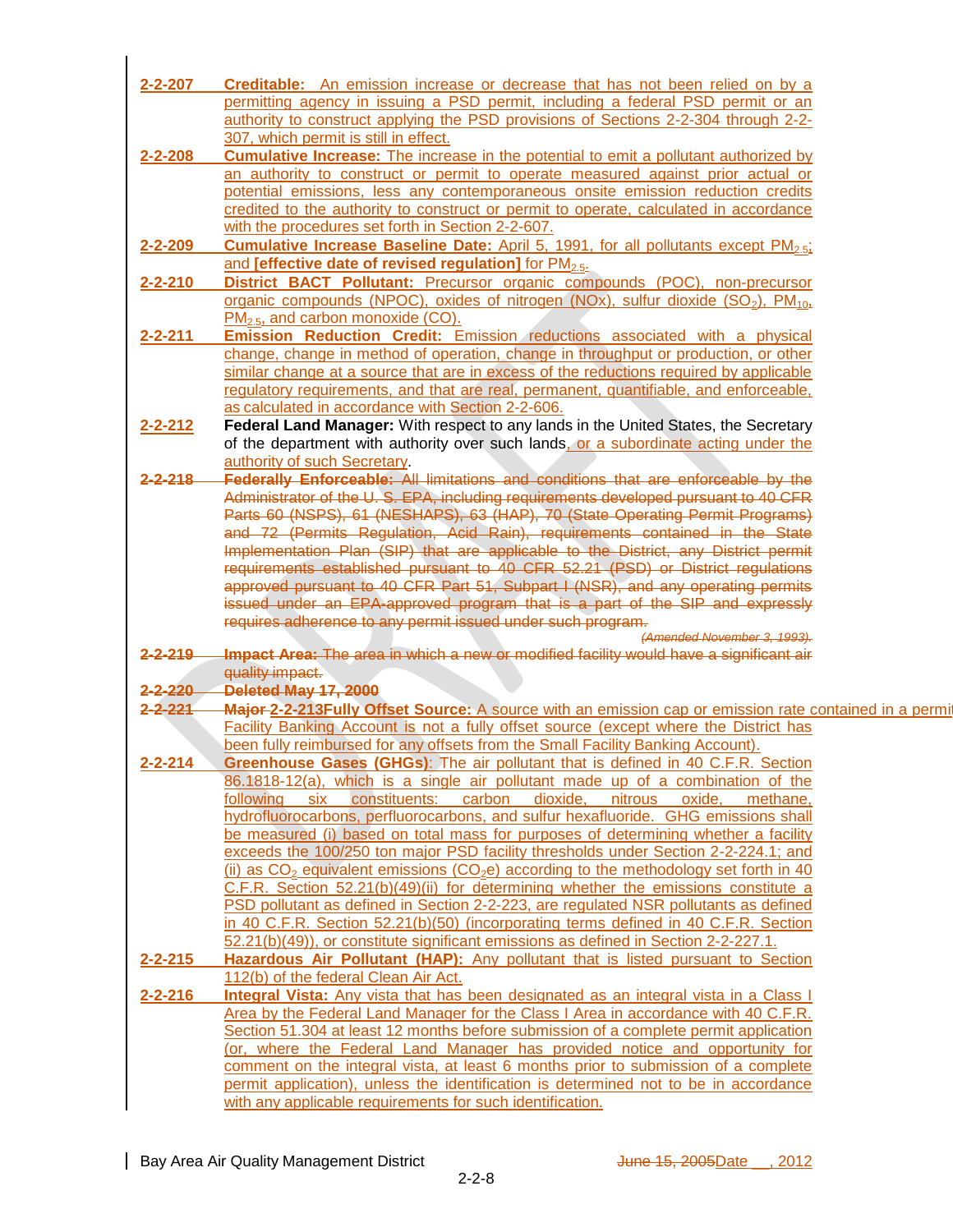**2-2-207 Creditable:** An emission increase or decrease that has not been relied on by a permitting agency in issuing a PSD permit, including a federal PSD permit or an authority to construct applying the PSD provisions of Sections 2-2-304 through 2-2-307, which permit is still in effect.

**2-2-208 Cumulative Increase:** The increase in the potential to emit a pollutant authorized by an authority to construct or permit to operate measured against prior actual or potential emissions, less any contemporaneous onsite emission reduction credits credited to the authority to construct or permit to operate, calculated in accordance with the procedures set forth in Section 2-2-607.

**2-2-209 Cumulative Increase Baseline Date:** April 5, 1991, for all pollutants except $PM_{2.5}$; and **[effective date of revised regulation]** for $PM_{2.5}$.

**2-2-210 District BACT Pollutant:** Precursor organic compounds (POC), non-precursor organic compounds (NPOC), oxides of nitrogen (NOx), sulfur dioxide ($SO_2$), $PM_{10}$, $PM_{2.5}$, and carbon monoxide (CO).

**2-2-211 Emission Reduction Credit:** Emission reductions associated with a physical change, change in method of operation, change in throughput or production, or other similar change at a source that are in excess of the reductions required by applicable regulatory requirements, and that are real, permanent, quantifiable, and enforceable, as calculated in accordance with Section 2-2-606.

**2-2-212 Federal Land Manager:** With respect to any lands in the United States, the Secretary of the department with authority over such lands, or a subordinate acting under the authority of such Secretary.

~~**2-2-218 Federally Enforceable:** All limitations and conditions that are enforceable by the Administrator of the U. S. EPA, including requirements developed pursuant to 40 CFR Parts 60 (NSPS), 61 (NESHAPS), 63 (HAP), 70 (State Operating Permit Programs) and 72 (Permits Regulation, Acid Rain), requirements contained in the State Implementation Plan (SIP) that are applicable to the District, any District permit requirements established pursuant to 40 CFR 52.21 (PSD) or District regulations approved pursuant to 40 CFR Part 51, Subpart I (NSR), and any operating permits issued under an EPA-approved program that is a part of the SIP and expressly requires adherence to any permit issued under such program.~~

~~*(Amended November 3, 1993).*~~

~~**2-2-219 Impact Area:** The area in which a new or modified facility would have a significant air quality impact.~~

~~**2-2-220 Deleted May 17, 2000**~~

~~**2-2-221 Major**~~ **2-2-213 Fully Offset Source:** A source with an emission cap or emission rate contained in a permit Facility Banking Account is not a fully offset source (except where the District has been fully reimbursed for any offsets from the Small Facility Banking Account).

**2-2-214 Greenhouse Gases (GHGs)**: The air pollutant that is defined in 40 C.F.R. Section 86.1818-12(a), which is a single air pollutant made up of a combination of the following six constituents: carbon dioxide, nitrous oxide, methane, hydrofluorocarbons, perfluorocarbons, and sulfur hexafluoride. GHG emissions shall be measured (i) based on total mass for purposes of determining whether a facility exceeds the 100/250 ton major PSD facility thresholds under Section 2-2-224.1; and (ii) as $CO_2$ equivalent emissions ($CO_2$e) according to the methodology set forth in 40 C.F.R. Section 52.21(b)(49)(ii) for determining whether the emissions constitute a PSD pollutant as defined in Section 2-2-223, are regulated NSR pollutants as defined in 40 C.F.R. Section 52.21(b)(50) (incorporating terms defined in 40 C.F.R. Section 52.21(b)(49)), or constitute significant emissions as defined in Section 2-2-227.1.

**2-2-215 Hazardous Air Pollutant (HAP):** Any pollutant that is listed pursuant to Section 112(b) of the federal Clean Air Act.

**2-2-216 Integral Vista:** Any vista that has been designated as an integral vista in a Class I Area by the Federal Land Manager for the Class I Area in accordance with 40 C.F.R. Section 51.304 at least 12 months before submission of a complete permit application (or, where the Federal Land Manager has provided notice and opportunity for comment on the integral vista, at least 6 months prior to submission of a complete permit application), unless the identification is determined not to be in accordance with any applicable requirements for such identification.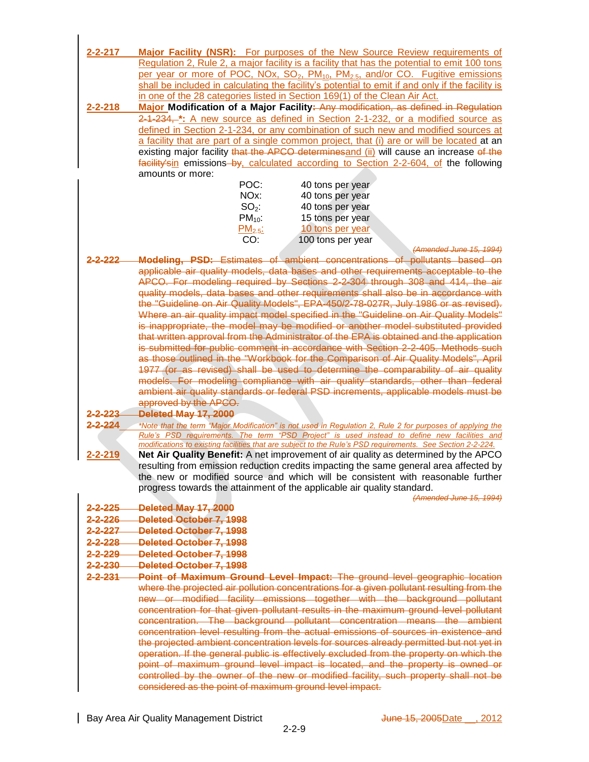**2-2-217 Major Facility (NSR):** For purposes of the New Source Review requirements of Regulation 2, Rule 2, a major facility is a facility that has the potential to emit 100 tons per year or more of POC, NOx, $SO_2$, $PM_{10}$, $PM_{2.5}$, and/or CO. Fugitive emissions shall be included in calculating the facility's potential to emit if and only if the facility is in one of the 28 categories listed in Section 169(1) of the Clean Air Act.

**2-2-218 Major Modification of a Major Facility**: ~~Any modification, as defined in Regulation 2-1-234,~~ *: A new source as defined in Section 2-1-232, or a modified source as defined in Section 2-1-234, or any combination of such new and modified sources at a facility that are part of a single common project, that (i) are or will be located at an existing major facility ~~that the APCO determines~~and (ii) will cause an increase ~~of the facility's~~in emissions ~~by~~, calculated according to Section 2-2-604, of the following amounts or more:

| | |
|---|---|
| POC: | 40 tons per year |
| NOx: | 40 tons per year |
| $SO_2$: | 40 tons per year |
| $PM_{10}$: | 15 tons per year |
| $PM_{2.5}$: | 10 tons per year |
| CO: | 100 tons per year |

~~*(Amended June 15, 1994)*~~

~~**2-2-222 Modeling, PSD:** Estimates of ambient concentrations of pollutants based on applicable air quality models, data bases and other requirements acceptable to the APCO. For modeling required by Sections 2-2-304 through 308 and 414, the air quality models, data bases and other requirements shall also be in accordance with the "Guideline on Air Quality Models", EPA-450/2-78-027R, July 1986 or as revised). Where an air quality impact model specified in the "Guideline on Air Quality Models" is inappropriate, the model may be modified or another model substituted provided that written approval from the Administrator of the EPA is obtained and the application is submitted for public comment in accordance with Section 2-2-405. Methods such as those outlined in the "Workbook for the Comparison of Air Quality Models", April 1977 (or as revised) shall be used to determine the comparability of air quality models. For modeling compliance with air quality standards, other than federal ambient air quality standards or federal PSD increments, applicable models must be approved by the APCO.~~

~~**2-2-223 Deleted May 17, 2000**~~

~~**2-2-224**~~ *\*Note that the term "Major Modification" is not used in Regulation 2, Rule 2 for purposes of applying the Rule's PSD requirements. The term "PSD Project" is used instead to define new facilities and modifications to existing facilities that are subject to the Rule's PSD requirements. See Section 2-2-224.*

**2-2-219 Net Air Quality Benefit:** A net improvement of air quality as determined by the APCO resulting from emission reduction credits impacting the same general area affected by the new or modified source and which will be consistent with reasonable further progress towards the attainment of the applicable air quality standard.

~~*(Amended June 15, 1994)*~~

~~**2-2-225 Deleted May 17, 2000**~~

~~**2-2-226 Deleted October 7, 1998**~~

~~**2-2-227 Deleted October 7, 1998**~~

~~**2-2-228 Deleted October 7, 1998**~~

~~**2-2-229 Deleted October 7, 1998**~~

~~**2-2-230 Deleted October 7, 1998**~~

~~**2-2-231 Point of Maximum Ground Level Impact:** The ground level geographic location where the projected air pollution concentrations for a given pollutant resulting from the new or modified facility emissions together with the background pollutant concentration for that given pollutant results in the maximum ground level pollutant concentration. The background pollutant concentration means the ambient concentration level resulting from the actual emissions of sources in existence and the projected ambient concentration levels for sources already permitted but not yet in operation. If the general public is effectively excluded from the property on which the point of maximum ground level impact is located, and the property is owned or controlled by the owner of the new or modified facility, such property shall not be considered as the point of maximum ground level impact.~~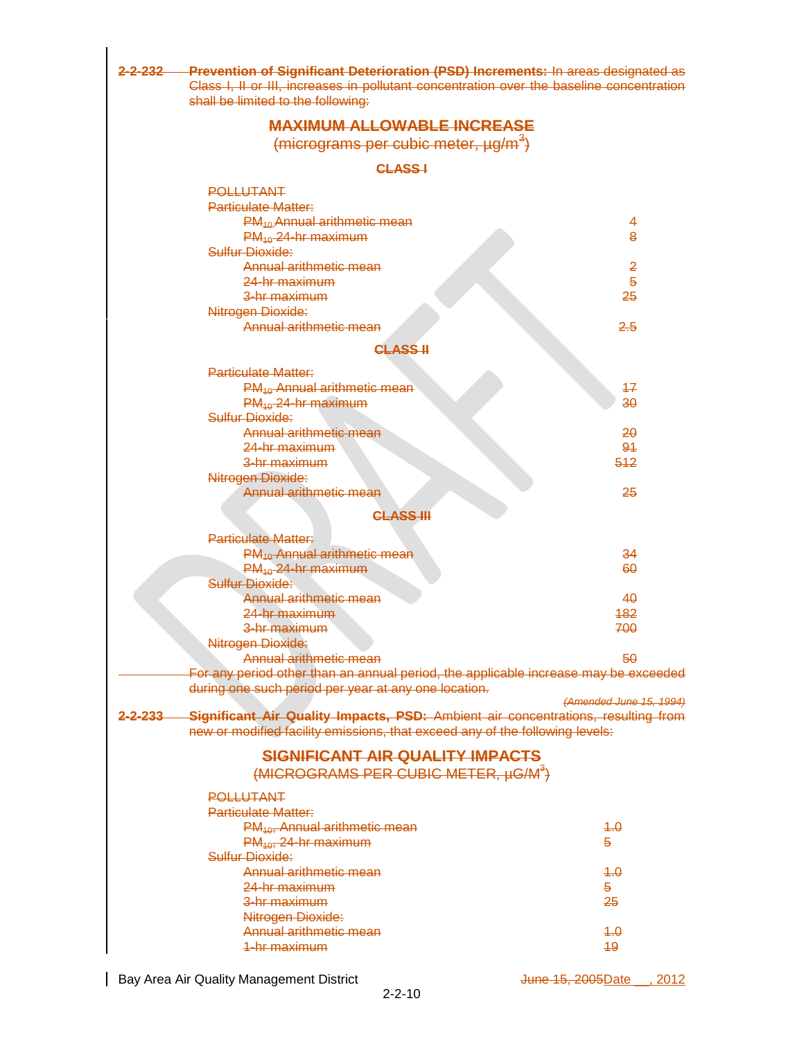**2-2-232 Prevention of Significant Deterioration (PSD) Increments:** In areas designated as Class I, II or III, increases in pollutant concentration over the baseline concentration shall be limited to the following:

## MAXIMUM ALLOWABLE INCREASE

(micrograms per cubic meter, $\mu g/m^3$)

### CLASS I

| POLLUTANT | |
|---|---|
| Particulate Matter: | |
| $PM_{10}$ Annual arithmetic mean | 4 |
| $PM_{10}$ 24-hr maximum | 8 |
| Sulfur Dioxide: | |
| Annual arithmetic mean | 2 |
| 24-hr maximum | 5 |
| 3-hr maximum | 25 |
| Nitrogen Dioxide: | |
| Annual arithmetic mean | 2.5 |

### CLASS II

| POLLUTANT | |
|---|---|
| Particulate Matter: | |
| $PM_{10}$ Annual arithmetic mean | 17 |
| $PM_{10}$ 24-hr maximum | 30 |
| Sulfur Dioxide: | |
| Annual arithmetic mean | 20 |
| 24-hr maximum | 91 |
| 3-hr maximum | 512 |
| Nitrogen Dioxide: | |
| Annual arithmetic mean | 25 |

### CLASS III

| POLLUTANT | |
|---|---|
| Particulate Matter: | |
| $PM_{10}$ Annual arithmetic mean | 34 |
| $PM_{10}$ 24-hr maximum | 60 |
| Sulfur Dioxide: | |
| Annual arithmetic mean | 40 |
| 24-hr maximum | 182 |
| 3-hr maximum | 700 |
| Nitrogen Dioxide: | |
| Annual arithmetic mean | 50 |

For any period other than an annual period, the applicable increase may be exceeded during one such period per year at any one location.

*(Amended June 15, 1994)*

**2-2-233 Significant Air Quality Impacts, PSD:** Ambient air concentrations, resulting from new or modified facility emissions, that exceed any of the following levels:

## SIGNIFICANT AIR QUALITY IMPACTS

(MICROGRAMS PER CUBIC METER, $\mu G/M^3$)

| POLLUTANT | |
|---|---|
| Particulate Matter: | |
| $PM_{10}$, Annual arithmetic mean | 1.0 |
| $PM_{10}$, 24-hr maximum | 5 |
| Sulfur Dioxide: | |
| Annual arithmetic mean | 1.0 |
| 24-hr maximum | 5 |
| 3-hr maximum | 25 |
| Nitrogen Dioxide: | |
| Annual arithmetic mean | 1.0 |
| 1-hr maximum | 19 |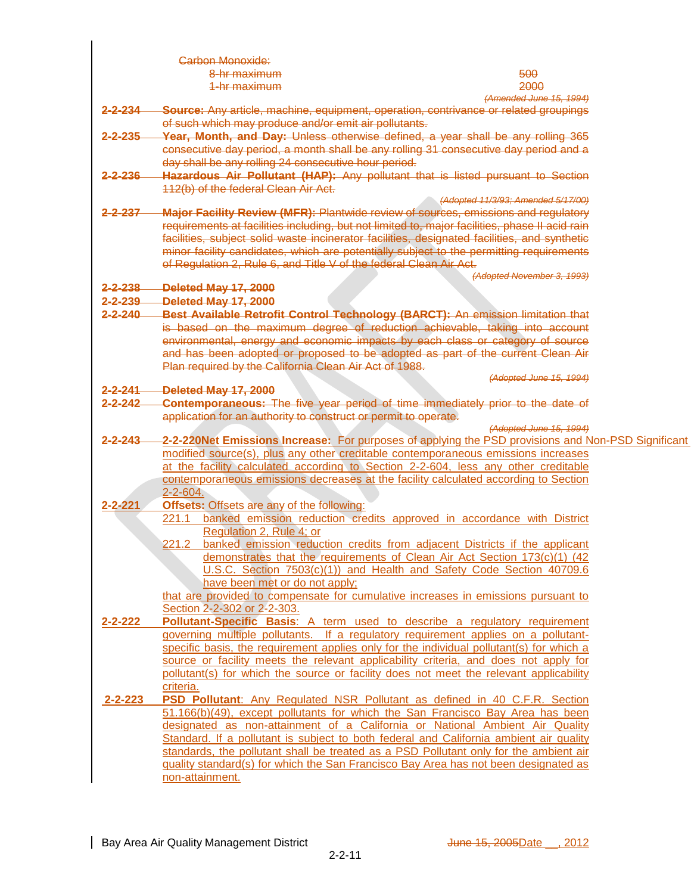~~Carbon Monoxide:~~

| | |
|---|---|
| ~~8-hr maximum~~ | ~~500~~ |
| ~~1-hr maximum~~ | ~~2000~~ |

~~*(Amended June 15, 1994)*~~

~~**2-2-234 Source:** Any article, machine, equipment, operation, contrivance or related groupings of such which may produce and/or emit air pollutants.~~

~~**2-2-235 Year, Month, and Day:** Unless otherwise defined, a year shall be any rolling 365 consecutive day period, a month shall be any rolling 31 consecutive day period and a day shall be any rolling 24 consecutive hour period.~~

~~**2-2-236 Hazardous Air Pollutant (HAP):** Any pollutant that is listed pursuant to Section 112(b) of the federal Clean Air Act.~~

~~*(Adopted 11/3/93; Amended 5/17/00)*~~

~~**2-2-237 Major Facility Review (MFR):** Plantwide review of sources, emissions and regulatory requirements at facilities including, but not limited to, major facilities, phase II acid rain facilities, subject solid waste incinerator facilities, designated facilities, and synthetic minor facility candidates, which are potentially subject to the permitting requirements of Regulation 2, Rule 6, and Title V of the federal Clean Air Act.~~

~~*(Adopted November 3, 1993)*~~

~~**2-2-238 Deleted May 17, 2000**~~

~~**2-2-239 Deleted May 17, 2000**~~

~~**2-2-240 Best Available Retrofit Control Technology (BARCT):** An emission limitation that is based on the maximum degree of reduction achievable, taking into account environmental, energy and economic impacts by each class or category of source and has been adopted or proposed to be adopted as part of the current Clean Air Plan required by the California Clean Air Act of 1988.~~

~~*(Adopted June 15, 1994)*~~

~~**2-2-241 Deleted May 17, 2000**~~

~~**2-2-242 Contemporaneous:** The five year period of time immediately prior to the date of application for an authority to construct or permit to operate.~~

~~*(Adopted June 15, 1994)*~~

~~**2-2-243**~~ <u>**2-2-220Net Emissions Increase:** For purposes of applying the PSD provisions and Non-PSD Significant modified source(s), plus any other creditable contemporaneous emissions increases at the facility calculated according to Section 2-2-604, less any other creditable contemporaneous emissions decreases at the facility calculated according to Section 2-2-604.</u>

<u>**2-2-221 Offsets:** Offsets are any of the following:</u>

<u>221.1 banked emission reduction credits approved in accordance with District Regulation 2, Rule 4; or</u>

<u>221.2 banked emission reduction credits from adjacent Districts if the applicant demonstrates that the requirements of Clean Air Act Section 173(c)(1) (42 U.S.C. Section 7503(c)(1)) and Health and Safety Code Section 40709.6 have been met or do not apply;</u>

<u>that are provided to compensate for cumulative increases in emissions pursuant to Section 2-2-302 or 2-2-303.</u>

<u>**2-2-222 Pollutant-Specific Basis**: A term used to describe a regulatory requirement governing multiple pollutants. If a regulatory requirement applies on a pollutant-specific basis, the requirement applies only for the individual pollutant(s) for which a source or facility meets the relevant applicability criteria, and does not apply for pollutant(s) for which the source or facility does not meet the relevant applicability criteria.</u>

<u>**2-2-223 PSD Pollutant**: Any Regulated NSR Pollutant as defined in 40 C.F.R. Section 51.166(b)(49), except pollutants for which the San Francisco Bay Area has been designated as non-attainment of a California or National Ambient Air Quality Standard. If a pollutant is subject to both federal and California ambient air quality standards, the pollutant shall be treated as a PSD Pollutant only for the ambient air quality standard(s) for which the San Francisco Bay Area has not been designated as non-attainment.</u>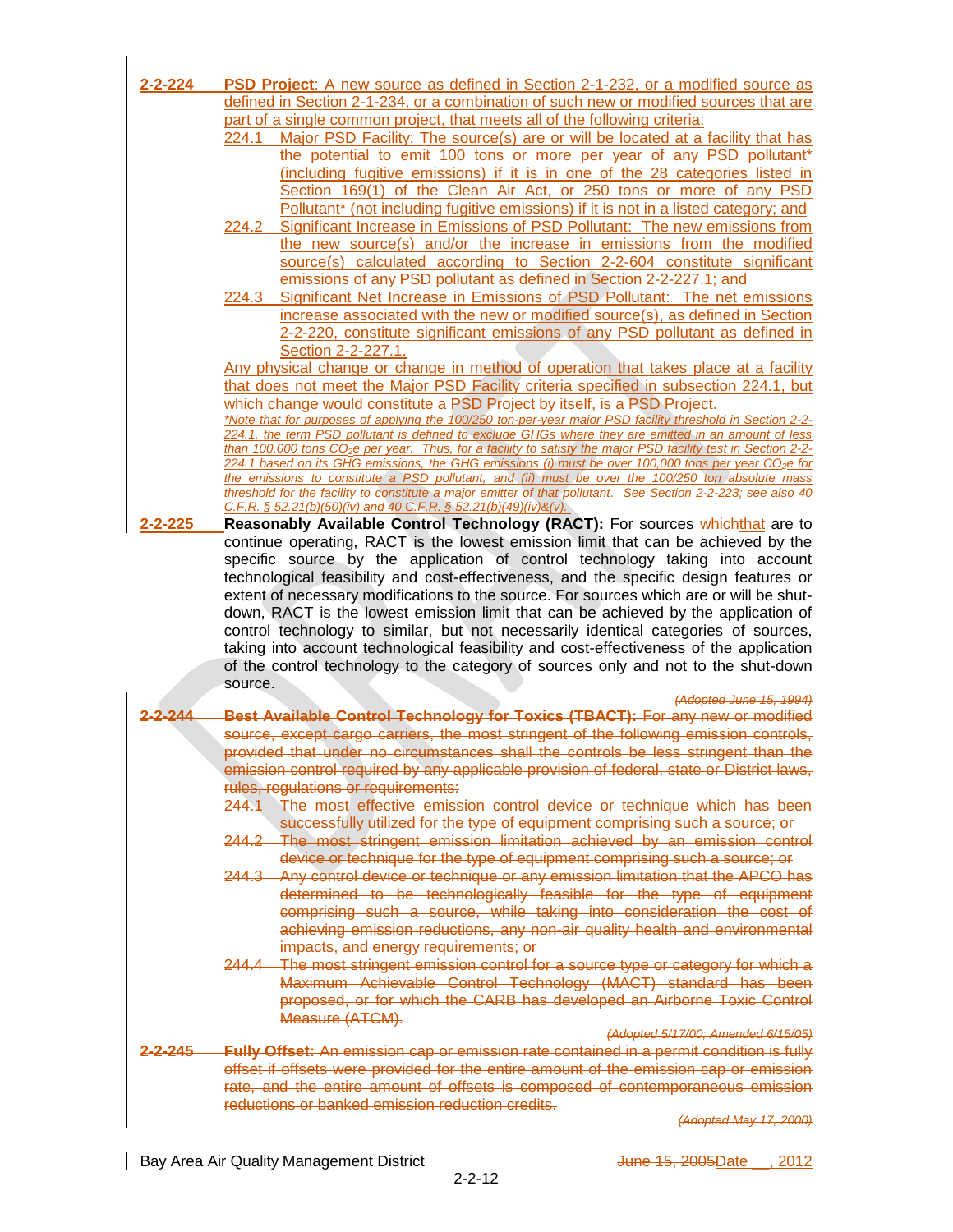**2-2-224 PSD Project**: A new source as defined in Section 2-1-232, or a modified source as defined in Section 2-1-234, or a combination of such new or modified sources that are part of a single common project, that meets all of the following criteria:

224.1 Major PSD Facility: The source(s) are or will be located at a facility that has the potential to emit 100 tons or more per year of any PSD pollutant* (including fugitive emissions) if it is in one of the 28 categories listed in Section 169(1) of the Clean Air Act, or 250 tons or more of any PSD Pollutant* (not including fugitive emissions) if it is not in a listed category; and

224.2 Significant Increase in Emissions of PSD Pollutant: The new emissions from the new source(s) and/or the increase in emissions from the modified source(s) calculated according to Section 2-2-604 constitute significant emissions of any PSD pollutant as defined in Section 2-2-227.1; and

224.3 Significant Net Increase in Emissions of PSD Pollutant: The net emissions increase associated with the new or modified source(s), as defined in Section 2-2-220, constitute significant emissions of any PSD pollutant as defined in Section 2-2-227.1.

Any physical change or change in method of operation that takes place at a facility that does not meet the Major PSD Facility criteria specified in subsection 224.1, but which change would constitute a PSD Project by itself, is a PSD Project.

*\*Note that for purposes of applying the 100/250 ton-per-year major PSD facility threshold in Section 2-2-224.1, the term PSD pollutant is defined to exclude GHGs where they are emitted in an amount of less than 100,000 tons $CO_2e$ per year. Thus, for a facility to satisfy the major PSD facility test in Section 2-2-224.1 based on its GHG emissions, the GHG emissions (i) must be over 100,000 tons per year $CO_2e$ for the emissions to constitute a PSD pollutant, and (ii) must be over the 100/250 ton absolute mass threshold for the facility to constitute a major emitter of that pollutant. See Section 2-2-223; see also 40 C.F.R. § 52.21(b)(50)(iv) and 40 C.F.R. § 52.21(b)(49)(iv)&(v).*

**2-2-225 Reasonably Available Control Technology (RACT):** For sources ~~which~~that are to continue operating, RACT is the lowest emission limit that can be achieved by the specific source by the application of control technology taking into account technological feasibility and cost-effectiveness, and the specific design features or extent of necessary modifications to the source. For sources which are or will be shut-down, RACT is the lowest emission limit that can be achieved by the application of control technology to similar, but not necessarily identical categories of sources, taking into account technological feasibility and cost-effectiveness of the application of the control technology to the category of sources only and not to the shut-down source.

*(Adopted June 15, 1994)*

~~**2-2-244 Best Available Control Technology for Toxics (TBACT):** For any new or modified source, except cargo carriers, the most stringent of the following emission controls, provided that under no circumstances shall the controls be less stringent than the emission control required by any applicable provision of federal, state or District laws, rules, regulations or requirements:~~

~~244.1 The most effective emission control device or technique which has been successfully utilized for the type of equipment comprising such a source; or~~

~~244.2 The most stringent emission limitation achieved by an emission control device or technique for the type of equipment comprising such a source; or~~

~~244.3 Any control device or technique or any emission limitation that the APCO has determined to be technologically feasible for the type of equipment comprising such a source, while taking into consideration the cost of achieving emission reductions, any non-air quality health and environmental impacts, and energy requirements; or~~

~~244.4 The most stringent emission control for a source type or category for which a Maximum Achievable Control Technology (MACT) standard has been proposed, or for which the CARB has developed an Airborne Toxic Control Measure (ATCM).~~

~~*(Adopted 5/17/00; Amended 6/15/05)*~~

~~**2-2-245 Fully Offset:** An emission cap or emission rate contained in a permit condition is fully offset if offsets were provided for the entire amount of the emission cap or emission rate, and the entire amount of offsets is composed of contemporaneous emission reductions or banked emission reduction credits.~~

~~*(Adopted May 17, 2000)*~~

Bay Area Air Quality Management District ~~June 15, 2005~~Date __, 2012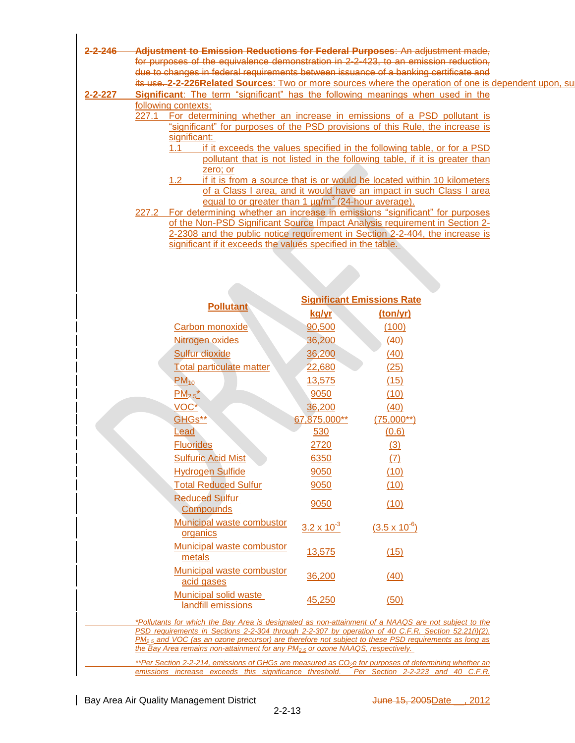~~**2-2-246 Adjustment to Emission Reductions for Federal Purposes**: An adjustment made, for purposes of the equivalence demonstration in 2-2-423, to an emission reduction, due to changes in federal requirements between issuance of a banking certificate and its use.~~ **2-2-226Related Sources**: Two or more sources where the operation of one is dependent upon, su

**2-2-227 Significant**: The term "significant" has the following meanings when used in the following contexts:

227.1 For determining whether an increase in emissions of a PSD pollutant is "significant" for purposes of the PSD provisions of this Rule, the increase is significant:

1.1 if it exceeds the values specified in the following table, or for a PSD pollutant that is not listed in the following table, if it is greater than zero; or

1.2 if it is from a source that is or would be located within 10 kilometers of a Class I area, and it would have an impact in such Class I area equal to or greater than 1 µg/m[3] (24-hour average).

227.2 For determining whether an increase in emissions "significant" for purposes of the Non-PSD Significant Source Impact Analysis requirement in Section 2-2-2308 and the public notice requirement in Section 2-2-404, the increase is significant if it exceeds the values specified in the table.

| Pollutant | Significant Emissions Rate | |
|---|---|---|
| | kg/yr | (ton/yr) |
| Carbon monoxide | 90,500 | (100) |
| Nitrogen oxides | 36,200 | (40) |
| Sulfur dioxide | 36,200 | (40) |
| Total particulate matter | 22,680 | (25) |
| $PM_{10}$ | 13,575 | (15) |
| $PM_{2.5}$* | 9050 | (10) |
| VOC* | 36,200 | (40) |
| GHGs** | 67,875,000** | (75,000**) |
| Lead | 530 | (0.6) |
| Fluorides | 2720 | (3) |
| Sulfuric Acid Mist | 6350 | (7) |
| Hydrogen Sulfide | 9050 | (10) |
| Total Reduced Sulfur | 9050 | (10) |
| Reduced Sulfur Compounds | 9050 | (10) |
| Municipal waste combustor organics | $3.2 \times 10^{-3}$ | ($3.5 \times 10^{-6}$) |
| Municipal waste combustor metals | 13,575 | (15) |
| Municipal waste combustor acid gases | 36,200 | (40) |
| Municipal solid waste landfill emissions | 45,250 | (50) |

*\*Pollutants for which the Bay Area is designated as non-attainment of a NAAQS are not subject to the PSD requirements in Sections 2-2-304 through 2-2-307 by operation of 40 C.F.R. Section 52.21(i)(2). $PM_{2.5}$ and VOC (as an ozone precursor) are therefore not subject to these PSD requirements as long as the Bay Area remains non-attainment for any $PM_{2.5}$ or ozone NAAQS, respectively.*

*\*\*Per Section 2-2-214, emissions of GHGs are measured as $CO_2e$ for purposes of determining whether an emissions increase exceeds this significance threshold. Per Section 2-2-223 and 40 C.F.R.*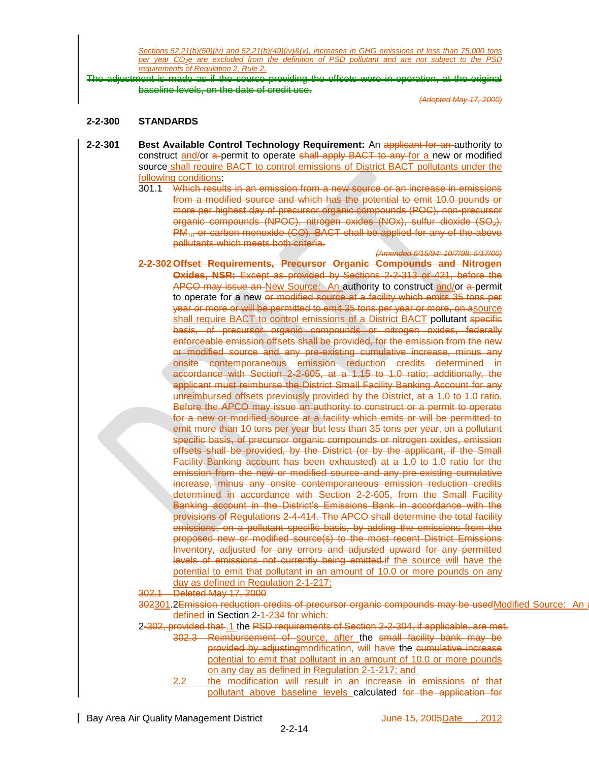*Sections 52.21(b)(50)(iv) and 52.21(b)(49)(iv)&(v), increases in GHG emissions of less than 75,000 tons per year $CO_2e$ are excluded from the definition of PSD pollutant and are not subject to the PSD requirements of Regulation 2, Rule 2.*

~~The adjustment is made as if the source providing the offsets were in operation, at the original baseline levels, on the date of credit use.~~

*~~(Adopted May 17, 2000)~~*

## 2-2-300 STANDARDS

**2-2-301 Best Available Control Technology Requirement:** An ~~applicant for an~~ authority to construct and/or ~~a~~ permit to operate ~~shall apply BACT to any~~ for a new or modified source shall require BACT to control emissions of District BACT pollutants under the following conditions:

301.1 ~~Which results in an emission from a new source or an increase in emissions from a modified source and which has the potential to emit 10.0 pounds or more per highest day of precursor organic compounds (POC), non-precursor organic compounds (NPOC), nitrogen oxides (NOx), sulfur dioxide ($SO_2$), $PM_{10}$ or carbon monoxide (CO). BACT shall be applied for any of the above pollutants which meets both criteria.~~

*~~(Amended 6/15/94; 10/7/98; 5/17/00)~~*

~~**2-2-302 Offset Requirements, Precursor Organic Compounds and Nitrogen Oxides, NSR:** Except as provided by Sections 2-2-313 or 421, before the APCO may issue an~~ New Source: An authority to construct and/or ~~a~~ permit to operate for a new ~~or modified source at a facility which emits 35 tons per year or more or will be permitted to emit 35 tons per year or more, on a~~source shall require BACT to control emissions of a District BACT pollutant ~~specific basis, of precursor organic compounds or nitrogen oxides, federally enforceable emission offsets shall be provided, for the emission from the new or modified source and any pre-existing cumulative increase, minus any onsite contemporaneous emission reduction credits determined in accordance with Section 2-2-605, at a 1.15 to 1.0 ratio; additionally, the applicant must reimburse the District Small Facility Banking Account for any unreimbursed offsets previously provided by the District, at a 1.0 to 1.0 ratio. Before the APCO may issue an authority to construct or a permit to operate for a new or modified source at a facility which emits or will be permitted to emit more than 10 tons per year but less than 35 tons per year, on a pollutant specific basis, of precursor organic compounds or nitrogen oxides, emission offsets shall be provided, by the District (or by the applicant, if the Small Facility Banking account has been exhausted) at a 1.0 to 1.0 ratio for the emission from the new or modified source and any pre-existing cumulative increase, minus any onsite contemporaneous emission reduction credits determined in accordance with Section 2-2-605, from the Small Facility Banking account in the District's Emissions Bank in accordance with the provisions of Regulations 2-4-414. The APCO shall determine the total facility emissions, on a pollutant specific basis, by adding the emissions from the proposed new or modified source(s) to the most recent District Emissions Inventory, adjusted for any errors and adjusted upward for any permitted levels of emissions not currently being emitted.~~if the source will have the potential to emit that pollutant in an amount of 10.0 or more pounds on any day as defined in Regulation 2-1-217;

~~302.1 Deleted May 17, 2000~~

~~302~~301.2~~Emission reduction credits of precursor organic compounds may be used~~Modified Source: An a... defined in Section 2-1-234 for which:

2-~~302, provided that~~ .1 the ~~PSD requirements of Section 2-2-304, if applicable, are met.~~

~~302.3 Reimbursement of~~ source, after the ~~small facility bank may be provided by adjusting~~modification, will have the ~~cumulative increase~~ potential to emit that pollutant in an amount of 10.0 or more pounds on any day as defined in Regulation 2-1-217; and

2.2 the modification will result in an increase in emissions of that pollutant above baseline levels calculated ~~for the application for~~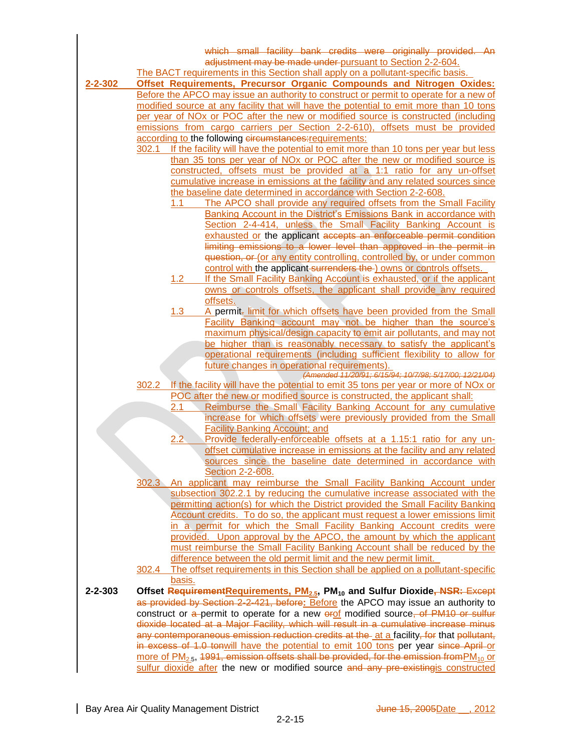which small facility bank credits were originally provided. An adjustment may be made under pursuant to Section 2-2-604.

The BACT requirements in this Section shall apply on a pollutant-specific basis.

**2-2-302 Offset Requirements, Precursor Organic Compounds and Nitrogen Oxides:** Before the APCO may issue an authority to construct or permit to operate for a new of modified source at any facility that will have the potential to emit more than 10 tons per year of NOx or POC after the new or modified source is constructed (including emissions from cargo carriers per Section 2-2-610), offsets must be provided according to the following circumstances:requirements:

302.1 If the facility will have the potential to emit more than 10 tons per year but less than 35 tons per year of NOx or POC after the new or modified source is constructed, offsets must be provided at a 1:1 ratio for any un-offset cumulative increase in emissions at the facility and any related sources since the baseline date determined in accordance with Section 2-2-608.

1.1 The APCO shall provide any required offsets from the Small Facility Banking Account in the District's Emissions Bank in accordance with Section 2-4-414, unless the Small Facility Banking Account is exhausted or the applicant accepts an enforceable permit condition limiting emissions to a lower level than approved in the permit in question, or (or any entity controlling, controlled by, or under common control with the applicant surrenders the ) owns or controls offsets.

1.2 If the Small Facility Banking Account is exhausted, or if the applicant owns or controls offsets, the applicant shall provide any required offsets.

1.3 A permit. limit for which offsets have been provided from the Small Facility Banking account may not be higher than the source's maximum physical/design capacity to emit air pollutants, and may not be higher than is reasonably necessary to satisfy the applicant's operational requirements (including sufficient flexibility to allow for future changes in operational requirements).

*(Amended 11/20/91; 6/15/94; 10/7/98; 5/17/00; 12/21/04)*

302.2 If the facility will have the potential to emit 35 tons per year or more of NOx or POC after the new or modified source is constructed, the applicant shall:

2.1 Reimburse the Small Facility Banking Account for any cumulative increase for which offsets were previously provided from the Small Facility Banking Account; and

2.2 Provide federally-enforceable offsets at a 1.15:1 ratio for any un-offset cumulative increase in emissions at the facility and any related sources since the baseline date determined in accordance with Section 2-2-608.

302.3 An applicant may reimburse the Small Facility Banking Account under subsection 302.2.1 by reducing the cumulative increase associated with the permitting action(s) for which the District provided the Small Facility Banking Account credits. To do so, the applicant must request a lower emissions limit in a permit for which the Small Facility Banking Account credits were provided. Upon approval by the APCO, the amount by which the applicant must reimburse the Small Facility Banking Account shall be reduced by the difference between the old permit limit and the new permit limit.

302.4 The offset requirements in this Section shall be applied on a pollutant-specific basis.

**2-2-303 Offset RequirementRequirements, $PM_{2.5}$, $PM_{10}$ and Sulfur Dioxide, NSR:** Except as provided by Section 2-2-421, before: Before the APCO may issue an authority to construct or a permit to operate for a new orof modified source, of PM10 or sulfur dioxide located at a Major Facility, which will result in a cumulative increase minus any contemporaneous emission reduction credits at the at a facility, for that pollutant, in excess of 1.0 tonwill have the potential to emit 100 tons per year since April or more of $PM_{2.5}$, 1991, emission offsets shall be provided, for the emission from$PM_{10}$ or sulfur dioxide after the new or modified source and any pre-existingis constructed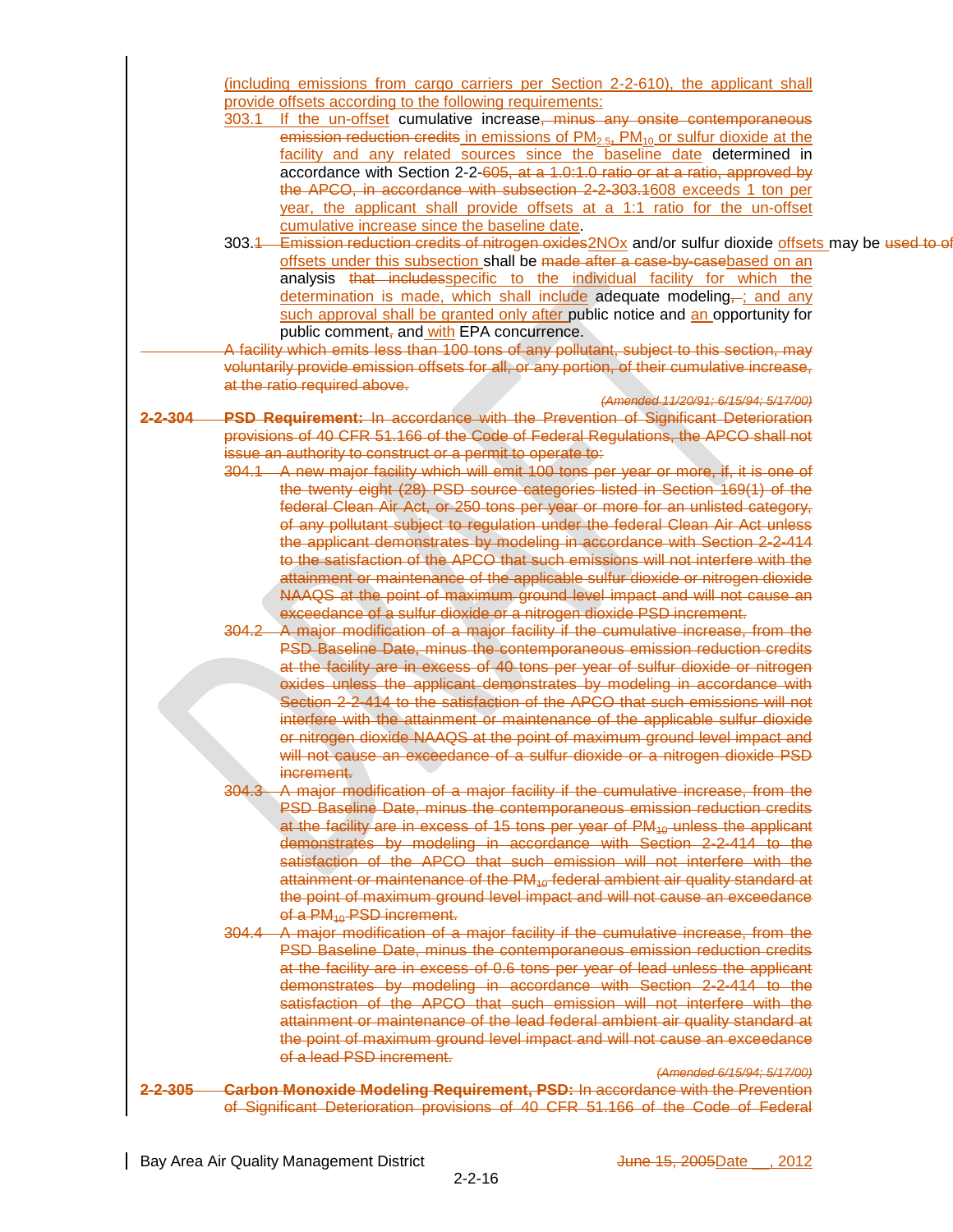(including emissions from cargo carriers per Section 2-2-610), the applicant shall provide offsets according to the following requirements:

303.1 If the un-offset cumulative increase, minus any onsite contemporaneous emission reduction credits in emissions of $PM_{2.5}$, $PM_{10}$ or sulfur dioxide at the facility and any related sources since the baseline date determined in accordance with Section 2-2-605, at a 1.0:1.0 ratio or at a ratio, approved by the APCO, in accordance with subsection 2-2-303.1608 exceeds 1 ton per year, the applicant shall provide offsets at a 1:1 ratio for the un-offset cumulative increase since the baseline date.

303.1 Emission reduction credits of nitrogen oxides2NOx and/or sulfur dioxide offsets may be used to of offsets under this subsection shall be made after a case-by-casebased on an analysis that includesspecific to the individual facility for which the determination is made, which shall include adequate modeling, ; and any such approval shall be granted only after public notice and an opportunity for public comment, and with EPA concurrence.

A facility which emits less than 100 tons of any pollutant, subject to this section, may voluntarily provide emission offsets for all, or any portion, of their cumulative increase, at the ratio required above.

*(Amended 11/20/91; 6/15/94; 5/17/00)*

**2-2-304 PSD Requirement:** In accordance with the Prevention of Significant Deterioration provisions of 40 CFR 51.166 of the Code of Federal Regulations, the APCO shall not issue an authority to construct or a permit to operate to:

304.1 A new major facility which will emit 100 tons per year or more, if, it is one of the twenty eight (28) PSD source categories listed in Section 169(1) of the federal Clean Air Act, or 250 tons per year or more for an unlisted category, of any pollutant subject to regulation under the federal Clean Air Act unless the applicant demonstrates by modeling in accordance with Section 2-2-414 to the satisfaction of the APCO that such emissions will not interfere with the attainment or maintenance of the applicable sulfur dioxide or nitrogen dioxide NAAQS at the point of maximum ground level impact and will not cause an exceedance of a sulfur dioxide or a nitrogen dioxide PSD increment.

304.2 A major modification of a major facility if the cumulative increase, from the PSD Baseline Date, minus the contemporaneous emission reduction credits at the facility are in excess of 40 tons per year of sulfur dioxide or nitrogen oxides unless the applicant demonstrates by modeling in accordance with Section 2-2-414 to the satisfaction of the APCO that such emissions will not interfere with the attainment or maintenance of the applicable sulfur dioxide or nitrogen dioxide NAAQS at the point of maximum ground level impact and will not cause an exceedance of a sulfur dioxide or a nitrogen dioxide PSD increment.

304.3 A major modification of a major facility if the cumulative increase, from the PSD Baseline Date, minus the contemporaneous emission reduction credits at the facility are in excess of 15 tons per year of $PM_{10}$ unless the applicant demonstrates by modeling in accordance with Section 2-2-414 to the satisfaction of the APCO that such emission will not interfere with the attainment or maintenance of the $PM_{10}$ federal ambient air quality standard at the point of maximum ground level impact and will not cause an exceedance of a $PM_{10}$ PSD increment.

304.4 A major modification of a major facility if the cumulative increase, from the PSD Baseline Date, minus the contemporaneous emission reduction credits at the facility are in excess of 0.6 tons per year of lead unless the applicant demonstrates by modeling in accordance with Section 2-2-414 to the satisfaction of the APCO that such emission will not interfere with the attainment or maintenance of the lead federal ambient air quality standard at the point of maximum ground level impact and will not cause an exceedance of a lead PSD increment.

*(Amended 6/15/94; 5/17/00)*

**2-2-305 Carbon Monoxide Modeling Requirement, PSD:** In accordance with the Prevention of Significant Deterioration provisions of 40 CFR 51.166 of the Code of Federal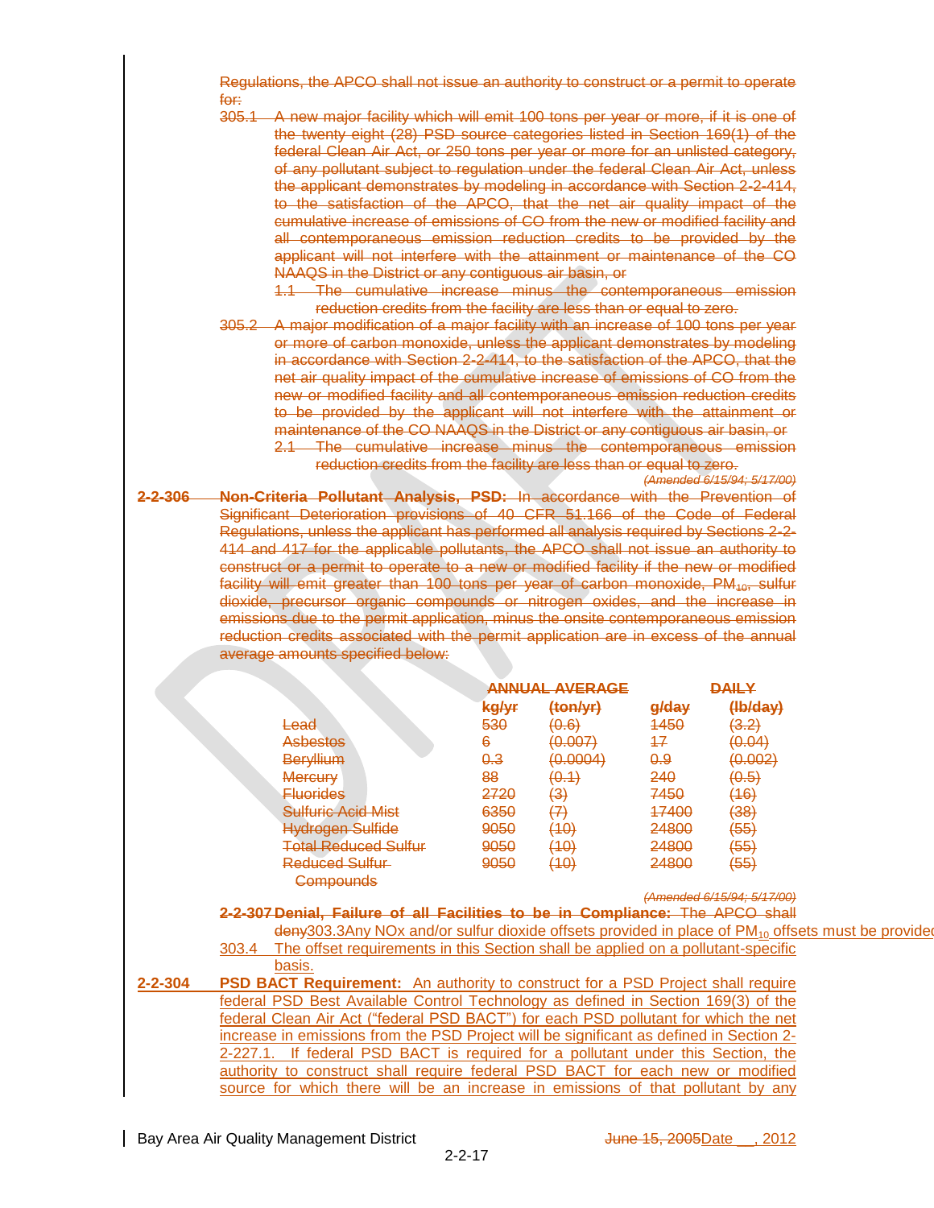~~Regulations, the APCO shall not issue an authority to construct or a permit to operate for:~~

~~305.1 A new major facility which will emit 100 tons per year or more, if it is one of the twenty eight (28) PSD source categories listed in Section 169(1) of the federal Clean Air Act, or 250 tons per year or more for an unlisted category, of any pollutant subject to regulation under the federal Clean Air Act, unless the applicant demonstrates by modeling in accordance with Section 2-2-414, to the satisfaction of the APCO, that the net air quality impact of the cumulative increase of emissions of CO from the new or modified facility and all contemporaneous emission reduction credits to be provided by the applicant will not interfere with the attainment or maintenance of the CO NAAQS in the District or any contiguous air basin, or~~

~~1.1 The cumulative increase minus the contemporaneous emission reduction credits from the facility are less than or equal to zero.~~

~~305.2 A major modification of a major facility with an increase of 100 tons per year or more of carbon monoxide, unless the applicant demonstrates by modeling in accordance with Section 2-2-414, to the satisfaction of the APCO, that the net air quality impact of the cumulative increase of emissions of CO from the new or modified facility and all contemporaneous emission reduction credits to be provided by the applicant will not interfere with the attainment or maintenance of the CO NAAQS in the District or any contiguous air basin, or~~

~~2.1 The cumulative increase minus the contemporaneous emission reduction credits from the facility are less than or equal to zero.~~

~~*(Amended 6/15/94; 5/17/00)*~~

~~**2-2-306 Non-Criteria Pollutant Analysis, PSD:** In accordance with the Prevention of Significant Deterioration provisions of 40 CFR 51.166 of the Code of Federal Regulations, unless the applicant has performed all analysis required by Sections 2-2-414 and 417 for the applicable pollutants, the APCO shall not issue an authority to construct or a permit to operate to a new or modified facility if the new or modified facility will emit greater than 100 tons per year of carbon monoxide, $PM_{10}$, sulfur dioxide, precursor organic compounds or nitrogen oxides, and the increase in emissions due to the permit application, minus the onsite contemporaneous emission reduction credits associated with the permit application are in excess of the annual average amounts specified below:~~

| | ~~ANNUAL AVERAGE~~ | | ~~DAILY~~ | |
|---|---|---|---|---|
| | ~~kg/yr~~ | ~~(ton/yr)~~ | ~~g/day~~ | ~~(lb/day)~~ |
| ~~Lead~~ | ~~530~~ | ~~(0.6)~~ | ~~1450~~ | ~~(3.2)~~ |
| ~~Asbestos~~ | ~~6~~ | ~~(0.007)~~ | ~~17~~ | ~~(0.04)~~ |
| ~~Beryllium~~ | ~~0.3~~ | ~~(0.0004)~~ | ~~0.9~~ | ~~(0.002)~~ |
| ~~Mercury~~ | ~~88~~ | ~~(0.1)~~ | ~~240~~ | ~~(0.5)~~ |
| ~~Fluorides~~ | ~~2720~~ | ~~(3)~~ | ~~7450~~ | ~~(16)~~ |
| ~~Sulfuric Acid Mist~~ | ~~6350~~ | ~~(7)~~ | ~~17400~~ | ~~(38)~~ |
| ~~Hydrogen Sulfide~~ | ~~9050~~ | ~~(10)~~ | ~~24800~~ | ~~(55)~~ |
| ~~Total Reduced Sulfur~~ | ~~9050~~ | ~~(10)~~ | ~~24800~~ | ~~(55)~~ |
| ~~Reduced Sulfur Compounds~~ | ~~9050~~ | ~~(10)~~ | ~~24800~~ | ~~(55)~~ |

~~*(Amended 6/15/94; 5/17/00)*~~

~~**2-2-307 Denial, Failure of all Facilities to be in Compliance:** The APCO shall deny~~303.3 Any NOx and/or sulfur dioxide offsets provided in place of $PM_{10}$ offsets must be provided

303.4 The offset requirements in this Section shall be applied on a pollutant-specific basis.

**2-2-304 PSD BACT Requirement:** An authority to construct for a PSD Project shall require federal PSD Best Available Control Technology as defined in Section 169(3) of the federal Clean Air Act ("federal PSD BACT") for each PSD pollutant for which the net increase in emissions from the PSD Project will be significant as defined in Section 2-2-227.1. If federal PSD BACT is required for a pollutant under this Section, the authority to construct shall require federal PSD BACT for each new or modified source for which there will be an increase in emissions of that pollutant by any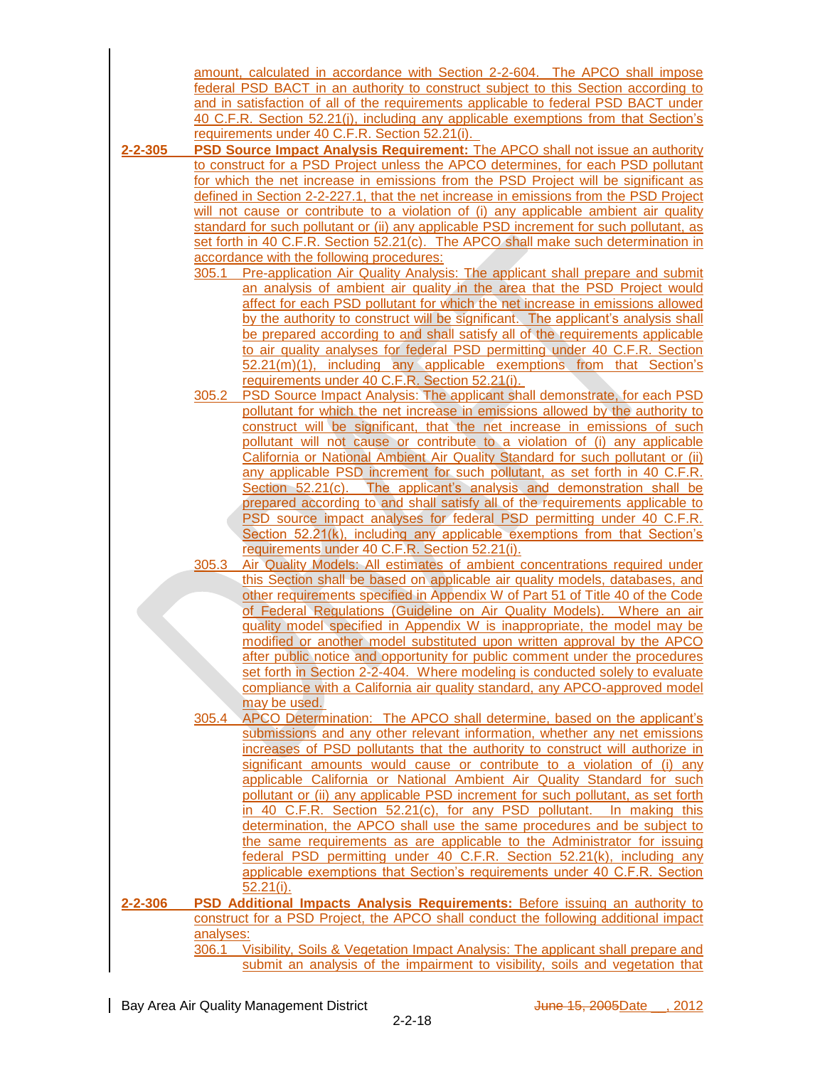amount, calculated in accordance with Section 2-2-604. The APCO shall impose federal PSD BACT in an authority to construct subject to this Section according to and in satisfaction of all of the requirements applicable to federal PSD BACT under 40 C.F.R. Section 52.21(j), including any applicable exemptions from that Section's requirements under 40 C.F.R. Section 52.21(i).

**2-2-305 PSD Source Impact Analysis Requirement:** The APCO shall not issue an authority to construct for a PSD Project unless the APCO determines, for each PSD pollutant for which the net increase in emissions from the PSD Project will be significant as defined in Section 2-2-227.1, that the net increase in emissions from the PSD Project will not cause or contribute to a violation of (i) any applicable ambient air quality standard for such pollutant or (ii) any applicable PSD increment for such pollutant, as set forth in 40 C.F.R. Section 52.21(c). The APCO shall make such determination in accordance with the following procedures:

305.1 Pre-application Air Quality Analysis: The applicant shall prepare and submit an analysis of ambient air quality in the area that the PSD Project would affect for each PSD pollutant for which the net increase in emissions allowed by the authority to construct will be significant. The applicant's analysis shall be prepared according to and shall satisfy all of the requirements applicable to air quality analyses for federal PSD permitting under 40 C.F.R. Section 52.21(m)(1), including any applicable exemptions from that Section's requirements under 40 C.F.R. Section 52.21(i).

305.2 PSD Source Impact Analysis: The applicant shall demonstrate, for each PSD pollutant for which the net increase in emissions allowed by the authority to construct will be significant, that the net increase in emissions of such pollutant will not cause or contribute to a violation of (i) any applicable California or National Ambient Air Quality Standard for such pollutant or (ii) any applicable PSD increment for such pollutant, as set forth in 40 C.F.R. Section 52.21(c). The applicant's analysis and demonstration shall be prepared according to and shall satisfy all of the requirements applicable to PSD source impact analyses for federal PSD permitting under 40 C.F.R. Section 52.21(k), including any applicable exemptions from that Section's requirements under 40 C.F.R. Section 52.21(i).

305.3 Air Quality Models: All estimates of ambient concentrations required under this Section shall be based on applicable air quality models, databases, and other requirements specified in Appendix W of Part 51 of Title 40 of the Code of Federal Regulations (Guideline on Air Quality Models). Where an air quality model specified in Appendix W is inappropriate, the model may be modified or another model substituted upon written approval by the APCO after public notice and opportunity for public comment under the procedures set forth in Section 2-2-404. Where modeling is conducted solely to evaluate compliance with a California air quality standard, any APCO-approved model may be used.

305.4 APCO Determination: The APCO shall determine, based on the applicant's submissions and any other relevant information, whether any net emissions increases of PSD pollutants that the authority to construct will authorize in significant amounts would cause or contribute to a violation of (i) any applicable California or National Ambient Air Quality Standard for such pollutant or (ii) any applicable PSD increment for such pollutant, as set forth in 40 C.F.R. Section 52.21(c), for any PSD pollutant. In making this determination, the APCO shall use the same procedures and be subject to the same requirements as are applicable to the Administrator for issuing federal PSD permitting under 40 C.F.R. Section 52.21(k), including any applicable exemptions that Section's requirements under 40 C.F.R. Section 52.21(i).

**2-2-306 PSD Additional Impacts Analysis Requirements:** Before issuing an authority to construct for a PSD Project, the APCO shall conduct the following additional impact analyses:

306.1 Visibility, Soils & Vegetation Impact Analysis: The applicant shall prepare and submit an analysis of the impairment to visibility, soils and vegetation that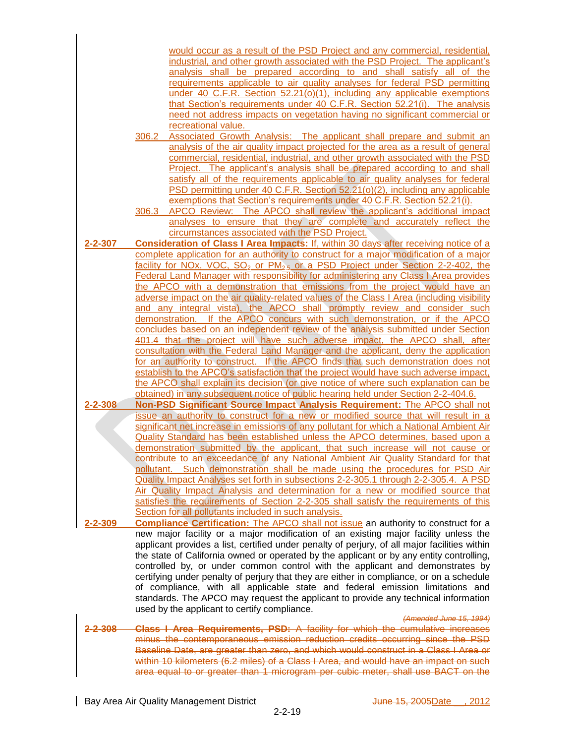would occur as a result of the PSD Project and any commercial, residential, industrial, and other growth associated with the PSD Project. The applicant's analysis shall be prepared according to and shall satisfy all of the requirements applicable to air quality analyses for federal PSD permitting under 40 C.F.R. Section 52.21(o)(1), including any applicable exemptions that Section's requirements under 40 C.F.R. Section 52.21(i). The analysis need not address impacts on vegetation having no significant commercial or recreational value.

306.2 Associated Growth Analysis: The applicant shall prepare and submit an analysis of the air quality impact projected for the area as a result of general commercial, residential, industrial, and other growth associated with the PSD Project. The applicant's analysis shall be prepared according to and shall satisfy all of the requirements applicable to air quality analyses for federal PSD permitting under 40 C.F.R. Section 52.21(o)(2), including any applicable exemptions that Section's requirements under 40 C.F.R. Section 52.21(i).

306.3 APCO Review: The APCO shall review the applicant's additional impact analyses to ensure that they are complete and accurately reflect the circumstances associated with the PSD Project.

**2-2-307 Consideration of Class I Area Impacts:** If, within 30 days after receiving notice of a complete application for an authority to construct for a major modification of a major facility for NOx, VOC, $SO_2$ or $PM_{2.5}$ or a PSD Project under Section 2-2-402, the Federal Land Manager with responsibility for administering any Class I Area provides the APCO with a demonstration that emissions from the project would have an adverse impact on the air quality-related values of the Class I Area (including visibility and any integral vista), the APCO shall promptly review and consider such demonstration. If the APCO concurs with such demonstration, or if the APCO concludes based on an independent review of the analysis submitted under Section 401.4 that the project will have such adverse impact, the APCO shall, after consultation with the Federal Land Manager and the applicant, deny the application for an authority to construct. If the APCO finds that such demonstration does not establish to the APCO's satisfaction that the project would have such adverse impact, the APCO shall explain its decision (or give notice of where such explanation can be obtained) in any subsequent notice of public hearing held under Section 2-2-404.6.

**2-2-308 Non-PSD Significant Source Impact Analysis Requirement:** The APCO shall not issue an authority to construct for a new or modified source that will result in a significant net increase in emissions of any pollutant for which a National Ambient Air Quality Standard has been established unless the APCO determines, based upon a demonstration submitted by the applicant, that such increase will not cause or contribute to an exceedance of any National Ambient Air Quality Standard for that pollutant. Such demonstration shall be made using the procedures for PSD Air Quality Impact Analyses set forth in subsections 2-2-305.1 through 2-2-305.4. A PSD Air Quality Impact Analysis and determination for a new or modified source that satisfies the requirements of Section 2-2-305 shall satisfy the requirements of this Section for all pollutants included in such analysis.

**2-2-309 Compliance Certification:** The APCO shall not issue an authority to construct for a new major facility or a major modification of an existing major facility unless the applicant provides a list, certified under penalty of perjury, of all major facilities within the state of California owned or operated by the applicant or by any entity controlling, controlled by, or under common control with the applicant and demonstrates by certifying under penalty of perjury that they are either in compliance, or on a schedule of compliance, with all applicable state and federal emission limitations and standards. The APCO may request the applicant to provide any technical information used by the applicant to certify compliance.

*(Amended June 15, 1994)*

~~**2-2-308 Class I Area Requirements, PSD:** A facility for which the cumulative increases minus the contemporaneous emission reduction credits occurring since the PSD Baseline Date, are greater than zero, and which would construct in a Class I Area or within 10 kilometers (6.2 miles) of a Class I Area, and would have an impact on such area equal to or greater than 1 microgram per cubic meter, shall use BACT on the~~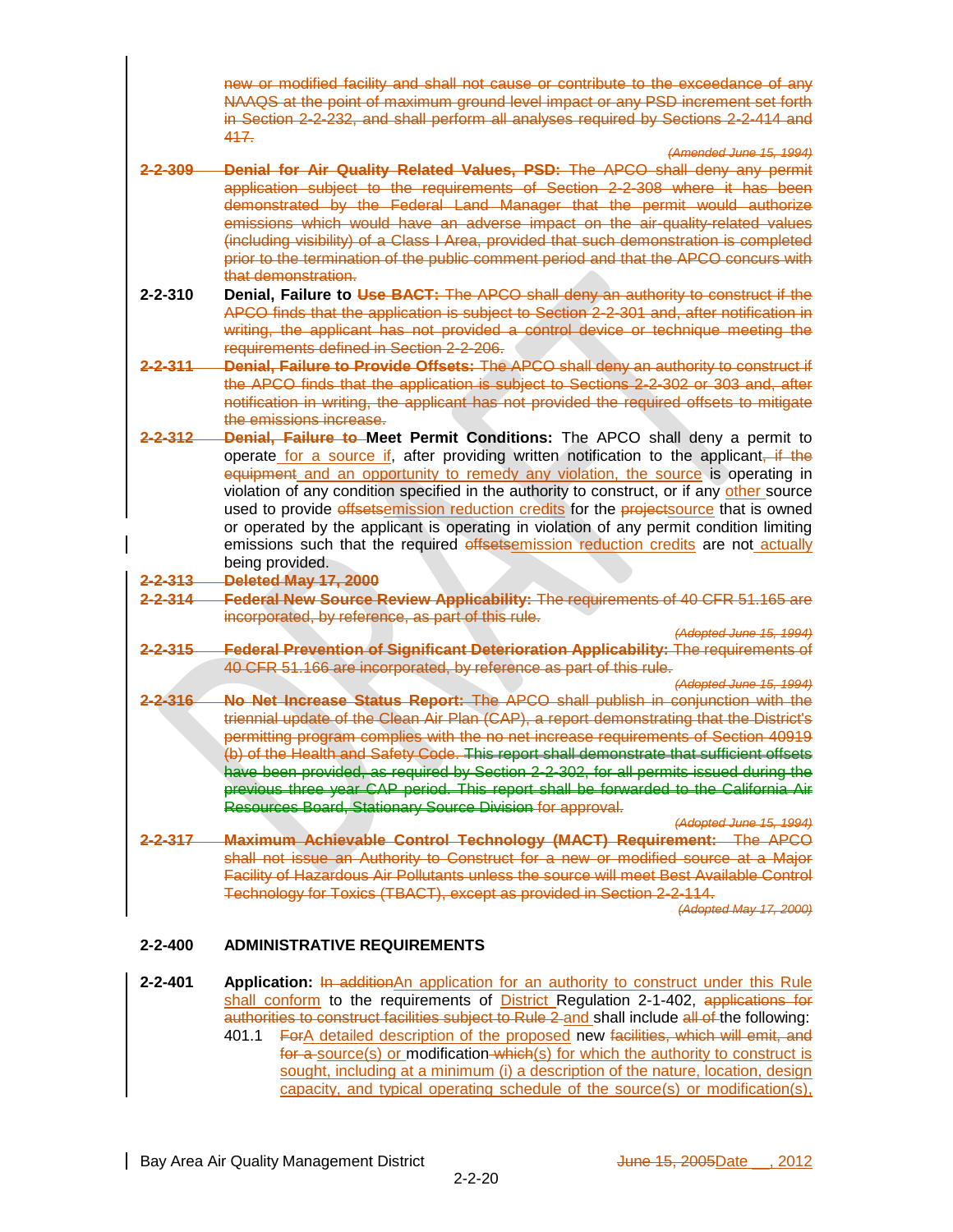new or modified facility and shall not cause or contribute to the exceedance of any NAAQS at the point of maximum ground level impact or any PSD increment set forth in Section 2-2-232, and shall perform all analyses required by Sections 2-2-414 and 417.

*(Amended June 15, 1994)*

**2-2-309 Denial for Air Quality Related Values, PSD:** The APCO shall deny any permit application subject to the requirements of Section 2-2-308 where it has been demonstrated by the Federal Land Manager that the permit would authorize emissions which would have an adverse impact on the air-quality-related values (including visibility) of a Class I Area, provided that such demonstration is completed prior to the termination of the public comment period and that the APCO concurs with that demonstration.

**2-2-310 Denial, Failure to Use BACT:** The APCO shall deny an authority to construct if the APCO finds that the application is subject to Section 2-2-301 and, after notification in writing, the applicant has not provided a control device or technique meeting the requirements defined in Section 2-2-206.

**2-2-311 Denial, Failure to Provide Offsets:** The APCO shall deny an authority to construct if the APCO finds that the application is subject to Sections 2-2-302 or 303 and, after notification in writing, the applicant has not provided the required offsets to mitigate the emissions increase.

**2-2-312 Denial, Failure to Meet Permit Conditions:** The APCO shall deny a permit to operate for a source if, after providing written notification to the applicant, if the equipment and an opportunity to remedy any violation, the source is operating in violation of any condition specified in the authority to construct, or if any other source used to provide offsetsemission reduction credits for the projectsource that is owned or operated by the applicant is operating in violation of any permit condition limiting emissions such that the required offsetsemission reduction credits are not actually being provided.

**2-2-313 Deleted May 17, 2000**

**2-2-314 Federal New Source Review Applicability:** The requirements of 40 CFR 51.165 are incorporated, by reference, as part of this rule.

*(Adopted June 15, 1994)*

**2-2-315 Federal Prevention of Significant Deterioration Applicability:** The requirements of 40 CFR 51.166 are incorporated, by reference as part of this rule.

*(Adopted June 15, 1994)*

**2-2-316 No Net Increase Status Report:** The APCO shall publish in conjunction with the triennial update of the Clean Air Plan (CAP), a report demonstrating that the District's permitting program complies with the no net increase requirements of Section 40919 (b) of the Health and Safety Code. This report shall demonstrate that sufficient offsets have been provided, as required by Section 2-2-302, for all permits issued during the previous three year CAP period. This report shall be forwarded to the California Air Resources Board, Stationary Source Division for approval.

*(Adopted June 15, 1994)*

**2-2-317 Maximum Achievable Control Technology (MACT) Requirement:** The APCO shall not issue an Authority to Construct for a new or modified source at a Major Facility of Hazardous Air Pollutants unless the source will meet Best Available Control Technology for Toxics (TBACT), except as provided in Section 2-2-114.

*(Adopted May 17, 2000)*

## 2-2-400 ADMINISTRATIVE REQUIREMENTS

**2-2-401 Application:** In additionAn application for an authority to construct under this Rule shall conform to the requirements of District Regulation 2-1-402, applications for authorities to construct facilities subject to Rule 2 and shall include all of the following:

401.1 ForA detailed description of the proposed new facilities, which will emit, and for a source(s) or modification which(s) for which the authority to construct is sought, including at a minimum (i) a description of the nature, location, design capacity, and typical operating schedule of the source(s) or modification(s),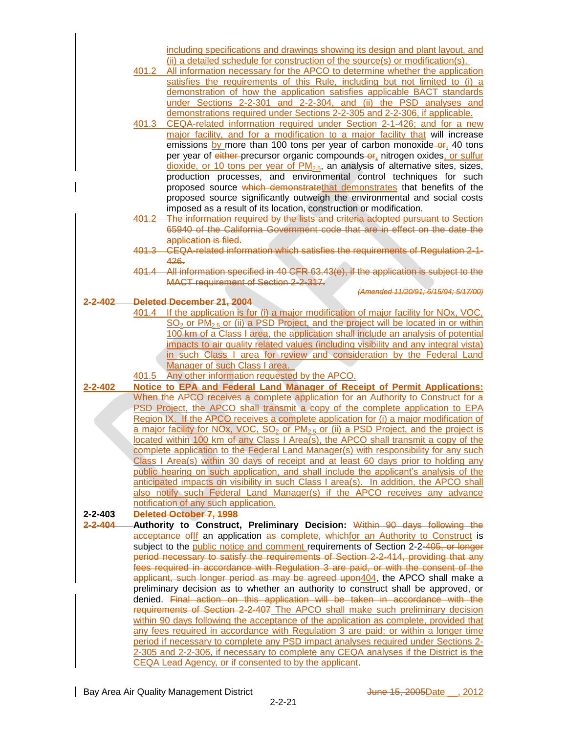including specifications and drawings showing its design and plant layout, and (ii) a detailed schedule for construction of the source(s) or modification(s).

401.2 All information necessary for the APCO to determine whether the application satisfies the requirements of this Rule, including but not limited to (i) a demonstration of how the application satisfies applicable BACT standards under Sections 2-2-301 and 2-2-304, and (ii) the PSD analyses and demonstrations required under Sections 2-2-305 and 2-2-306, if applicable.

401.3 CEQA-related information required under Section 2-1-426; and for a new major facility, and for a modification to a major facility that will increase emissions by more than 100 tons per year of carbon monoxide ~~or~~, 40 tons per year of ~~either~~ precursor organic compounds ~~or~~, nitrogen oxides, or sulfur dioxide, or 10 tons per year of $PM_{2.5}$, an analysis of alternative sites, sizes, production processes, and environmental control techniques for such proposed source ~~which demonstrate~~that demonstrates that benefits of the proposed source significantly outweigh the environmental and social costs imposed as a result of its location, construction or modification.

~~401.2 The information required by the lists and criteria adopted pursuant to Section 65940 of the California Government code that are in effect on the date the application is filed.~~

~~401.3 CEQA-related information which satisfies the requirements of Regulation 2-1-426.~~

~~401.4 All information specified in 40 CFR 63.43(e), if the application is subject to the MACT requirement of Section 2-2-317.~~

~~*(Amended 11/20/91; 6/15/94; 5/17/00)*~~

~~**2-2-402 Deleted December 21, 2004**~~

401.4 If the application is for (i) a major modification of major facility for NOx, VOC, $SO_2$ or $PM_{2.5}$ or (ii) a PSD Project, and the project will be located in or within 100 km of a Class I area, the application shall include an analysis of potential impacts to air quality related values (including visibility and any integral vista) in such Class I area for review and consideration by the Federal Land Manager of such Class I area.

401.5 Any other information requested by the APCO.

**2-2-402 Notice to EPA and Federal Land Manager of Receipt of Permit Applications:** When the APCO receives a complete application for an Authority to Construct for a PSD Project, the APCO shall transmit a copy of the complete application to EPA Region IX. If the APCO receives a complete application for (i) a major modification of a major facility for NOx, VOC, $SO_2$ or $PM_{2.5}$ or (ii) a PSD Project, and the project is located within 100 km of any Class I Area(s), the APCO shall transmit a copy of the complete application to the Federal Land Manager(s) with responsibility for any such Class I Area(s) within 30 days of receipt and at least 60 days prior to holding any public hearing on such application, and shall include the applicant's analysis of the anticipated impacts on visibility in such Class I area(s). In addition, the APCO shall also notify such Federal Land Manager(s) if the APCO receives any advance notification of any such application.

**2-2-403** ~~**Deleted October 7, 1998**~~

~~**2-2-404**~~ **Authority to Construct, Preliminary Decision:** ~~Within 90 days following the acceptance of~~If an application ~~as complete, which~~for an Authority to Construct is subject to the public notice and comment requirements of Section 2-2-~~405, or longer period necessary to satisfy the requirements of Section 2-2-414, providing that any fees required in accordance with Regulation 3 are paid, or with the consent of the applicant, such longer period as may be agreed upon~~404, the APCO shall make a preliminary decision as to whether an authority to construct shall be approved, or denied. ~~Final action on this application will be taken in accordance with the requirements of Section 2-2-407~~ The APCO shall make such preliminary decision within 90 days following the acceptance of the application as complete, provided that any fees required in accordance with Regulation 3 are paid; or within a longer time period if necessary to complete any PSD impact analyses required under Sections 2-2-305 and 2-2-306, if necessary to complete any CEQA analyses if the District is the CEQA Lead Agency, or if consented to by the applicant.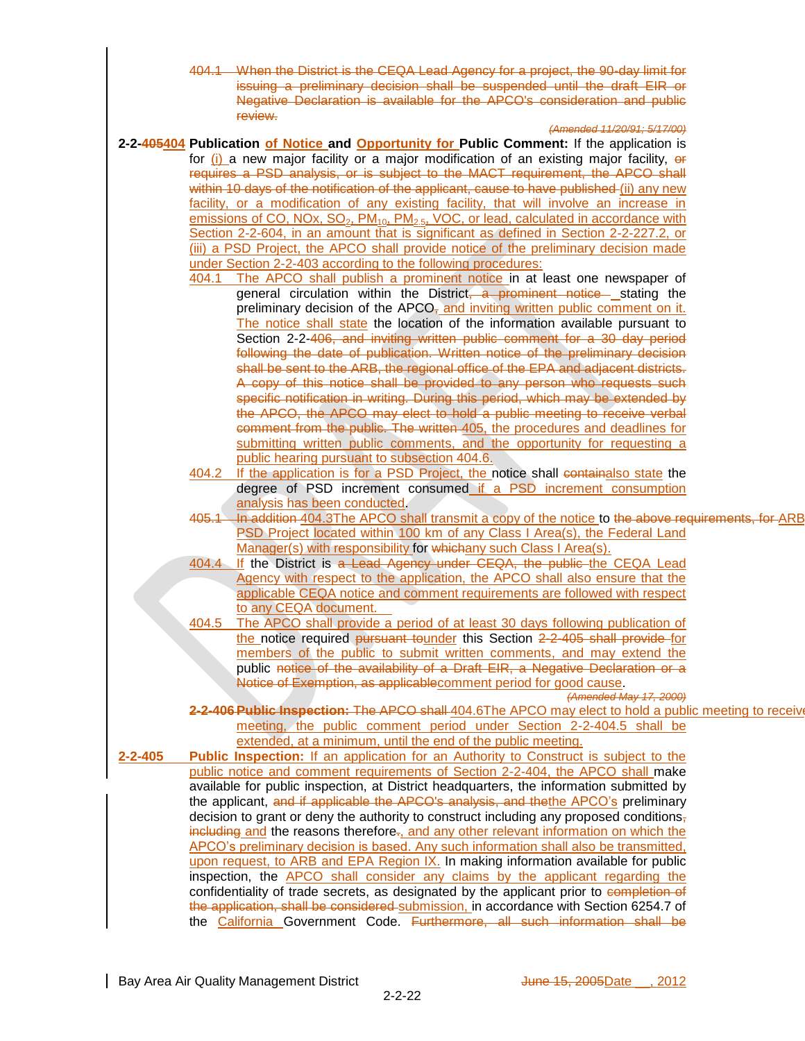404.1 When the District is the CEQA Lead Agency for a project, the 90-day limit for issuing a preliminary decision shall be suspended until the draft EIR or Negative Declaration is available for the APCO's consideration and public review.

*(Amended 11/20/91; 5/17/00)*

**2-2-405404 Publication of Notice and Opportunity for Public Comment:** If the application is for (i) a new major facility or a major modification of an existing major facility, or requires a PSD analysis, or is subject to the MACT requirement, the APCO shall within 10 days of the notification of the applicant, cause to have published (ii) any new facility, or a modification of any existing facility, that will involve an increase in emissions of CO, NOx, $SO_2$, $PM_{10}$, $PM_{2.5}$, VOC, or lead, calculated in accordance with Section 2-2-604, in an amount that is significant as defined in Section 2-2-227.2, or (iii) a PSD Project, the APCO shall provide notice of the preliminary decision made under Section 2-2-403 according to the following procedures:

404.1 The APCO shall publish a prominent notice in at least one newspaper of general circulation within the District, a prominent notice stating the preliminary decision of the APCO, and inviting written public comment on it. The notice shall state the location of the information available pursuant to Section 2-2-406, and inviting written public comment for a 30 day period following the date of publication. Written notice of the preliminary decision shall be sent to the ARB, the regional office of the EPA and adjacent districts. A copy of this notice shall be provided to any person who requests such specific notification in writing. During this period, which may be extended by the APCO, the APCO may elect to hold a public meeting to receive verbal comment from the public. The written 405, the procedures and deadlines for submitting written public comments, and the opportunity for requesting a public hearing pursuant to subsection 404.6.

404.2 If the application is for a PSD Project, the notice shall containalso state the degree of PSD increment consumed if a PSD increment consumption analysis has been conducted.

405.1 In addition 404.3The APCO shall transmit a copy of the notice to the above requirements, for ARB PSD Project located within 100 km of any Class I Area(s), the Federal Land Manager(s) with responsibility for whichany such Class I Area(s).

404.4 If the District is a Lead Agency under CEQA, the public the CEQA Lead Agency with respect to the application, the APCO shall also ensure that the applicable CEQA notice and comment requirements are followed with respect to any CEQA document.

404.5 The APCO shall provide a period of at least 30 days following publication of the notice required pursuant tounder this Section 2-2-405 shall provide for members of the public to submit written comments, and may extend the public notice of the availability of a Draft EIR, a Negative Declaration or a Notice of Exemption, as applicablecomment period for good cause.

*(Amended May 17, 2000)*

**2-2-406 Public Inspection:** The APCO shall 404.6The APCO may elect to hold a public meeting to receive meeting, the public comment period under Section 2-2-404.5 shall be extended, at a minimum, until the end of the public meeting.

**2-2-405 Public Inspection:** If an application for an Authority to Construct is subject to the public notice and comment requirements of Section 2-2-404, the APCO shall make available for public inspection, at District headquarters, the information submitted by the applicant, and if applicable the APCO's analysis, and thethe APCO's preliminary decision to grant or deny the authority to construct including any proposed conditions, including and the reasons therefore., and any other relevant information on which the APCO's preliminary decision is based. Any such information shall also be transmitted, upon request, to ARB and EPA Region IX. In making information available for public inspection, the APCO shall consider any claims by the applicant regarding the confidentiality of trade secrets, as designated by the applicant prior to completion of the application, shall be considered submission, in accordance with Section 6254.7 of the California Government Code. Furthermore, all such information shall be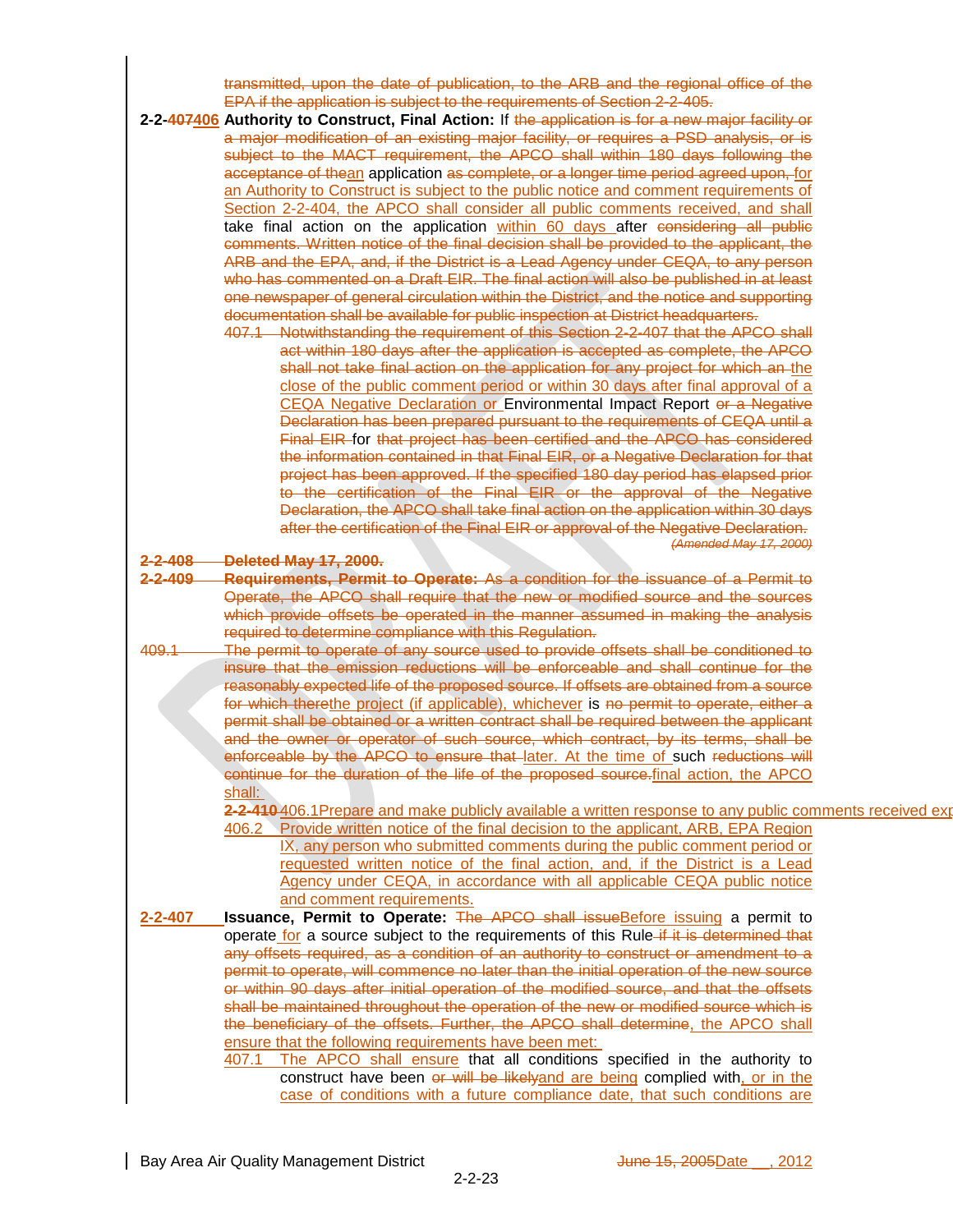~~transmitted, upon the date of publication, to the ARB and the regional office of the EPA if the application is subject to the requirements of Section 2-2-405.~~

**2-2-~~407~~406 Authority to Construct, Final Action:** If ~~the application is for a new major facility or a major modification of an existing major facility, or requires a PSD analysis, or is subject to the MACT requirement, the APCO shall within 180 days following the acceptance of the~~an application ~~as complete, or a longer time period agreed upon,~~ for an Authority to Construct is subject to the public notice and comment requirements of Section 2-2-404, the APCO shall consider all public comments received, and shall take final action on the application within 60 days after ~~considering all public comments. Written notice of the final decision shall be provided to the applicant, the ARB and the EPA, and, if the District is a Lead Agency under CEQA, to any person who has commented on a Draft EIR. The final action will also be published in at least one newspaper of general circulation within the District, and the notice and supporting documentation shall be available for public inspection at District headquarters.~~

~~407.1 Notwithstanding the requirement of this Section 2-2-407 that the APCO shall act within 180 days after the application is accepted as complete, the APCO shall not take final action on the application for any project for which an~~ the close of the public comment period or within 30 days after final approval of a CEQA Negative Declaration or Environmental Impact Report ~~or a Negative Declaration has been prepared pursuant to the requirements of CEQA until a Final EIR~~ for ~~that project has been certified and the APCO has considered the information contained in that Final EIR, or a Negative Declaration for that project has been approved. If the specified 180 day period has elapsed prior to the certification of the Final EIR or the approval of the Negative Declaration, the APCO shall take final action on the application within 30 days after the certification of the Final EIR or approval of the Negative Declaration.~~

~~*(Amended May 17, 2000)*~~

~~**2-2-408 Deleted May 17, 2000.**~~

~~**2-2-409 Requirements, Permit to Operate:** As a condition for the issuance of a Permit to Operate, the APCO shall require that the new or modified source and the sources which provide offsets be operated in the manner assumed in making the analysis required to determine compliance with this Regulation.~~

~~409.1 The permit to operate of any source used to provide offsets shall be conditioned to insure that the emission reductions will be enforceable and shall continue for the reasonably expected life of the proposed source. If offsets are obtained from a source for which there~~the project (if applicable), whichever is ~~no permit to operate, either a permit shall be obtained or a written contract shall be required between the applicant and the owner or operator of such source, which contract, by its terms, shall be enforceable by the APCO to ensure that~~ later. At the time of such ~~reductions will continue for the duration of the life of the proposed source.~~final action, the APCO shall:

~~2-2-410~~ 406.1 Prepare and make publicly available a written response to any public comments received exp

406.2 Provide written notice of the final decision to the applicant, ARB, EPA Region IX, any person who submitted comments during the public comment period or requested written notice of the final action, and, if the District is a Lead Agency under CEQA, in accordance with all applicable CEQA public notice and comment requirements.

**2-2-407 Issuance, Permit to Operate:** ~~The APCO shall issue~~Before issuing a permit to operate for a source subject to the requirements of this Rule ~~if it is determined that any offsets required, as a condition of an authority to construct or amendment to a permit to operate, will commence no later than the initial operation of the new source or within 90 days after initial operation of the modified source, and that the offsets shall be maintained throughout the operation of the new or modified source which is the beneficiary of the offsets. Further, the APCO shall determine~~, the APCO shall ensure that the following requirements have been met:

407.1 The APCO shall ensure that all conditions specified in the authority to construct have been ~~or will be likely~~and are being complied with, or in the case of conditions with a future compliance date, that such conditions are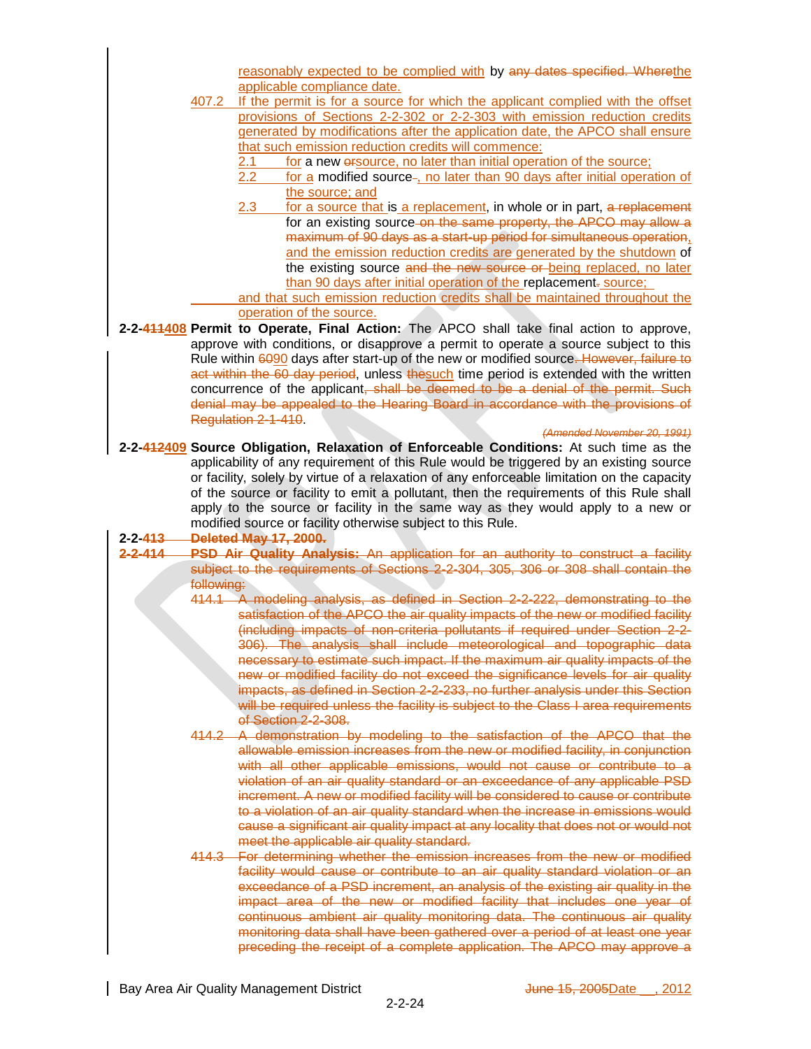reasonably expected to be complied with by ~~any dates specified. Where~~the applicable compliance date.

407.2 If the permit is for a source for which the applicant complied with the offset provisions of Sections 2-2-302 or 2-2-303 with emission reduction credits generated by modifications after the application date, the APCO shall ensure that such emission reduction credits will commence:

2.1 for a new ~~or~~source, no later than initial operation of the source;

2.2 for a modified source~~.~~, no later than 90 days after initial operation of the source; and

2.3 for a source that is a replacement, in whole or in part, ~~a replacement~~ for an existing source ~~on the same property, the APCO may allow a maximum of 90 days as a start-up period for simultaneous operation~~, and the emission reduction credits are generated by the shutdown of the existing source ~~and the new source or~~ being replaced, no later than 90 days after initial operation of the replacement~~.~~ source;

and that such emission reduction credits shall be maintained throughout the operation of the source.

**2-2-~~411~~408 Permit to Operate, Final Action:** The APCO shall take final action to approve, approve with conditions, or disapprove a permit to operate a source subject to this Rule within ~~60~~90 days after start-up of the new or modified source~~. However, failure to act within the 60 day period~~, unless ~~the~~such time period is extended with the written concurrence of the applicant~~, shall be deemed to be a denial of the permit. Such denial may be appealed to the Hearing Board in accordance with the provisions of Regulation 2-1-410~~.

~~*(Amended November 20, 1991)*~~

**2-2-~~412~~409 Source Obligation, Relaxation of Enforceable Conditions:** At such time as the applicability of any requirement of this Rule would be triggered by an existing source or facility, solely by virtue of a relaxation of any enforceable limitation on the capacity of the source or facility to emit a pollutant, then the requirements of this Rule shall apply to the source or facility in the same way as they would apply to a new or modified source or facility otherwise subject to this Rule.

**2-2-~~413 Deleted May 17, 2000.~~**

~~**2-2-414 PSD Air Quality Analysis:** An application for an authority to construct a facility subject to the requirements of Sections 2-2-304, 305, 306 or 308 shall contain the following:~~

~~414.1 A modeling analysis, as defined in Section 2-2-222, demonstrating to the satisfaction of the APCO the air quality impacts of the new or modified facility (including impacts of non-criteria pollutants if required under Section 2-2-306). The analysis shall include meteorological and topographic data necessary to estimate such impact. If the maximum air quality impacts of the new or modified facility do not exceed the significance levels for air quality impacts, as defined in Section 2-2-233, no further analysis under this Section will be required unless the facility is subject to the Class I area requirements of Section 2-2-308.~~

~~414.2 A demonstration by modeling to the satisfaction of the APCO that the allowable emission increases from the new or modified facility, in conjunction with all other applicable emissions, would not cause or contribute to a violation of an air quality standard or an exceedance of any applicable PSD increment. A new or modified facility will be considered to cause or contribute to a violation of an air quality standard when the increase in emissions would cause a significant air quality impact at any locality that does not or would not meet the applicable air quality standard.~~

~~414.3 For determining whether the emission increases from the new or modified facility would cause or contribute to an air quality standard violation or an exceedance of a PSD increment, an analysis of the existing air quality in the impact area of the new or modified facility that includes one year of continuous ambient air quality monitoring data. The continuous air quality monitoring data shall have been gathered over a period of at least one year preceding the receipt of a complete application. The APCO may approve a~~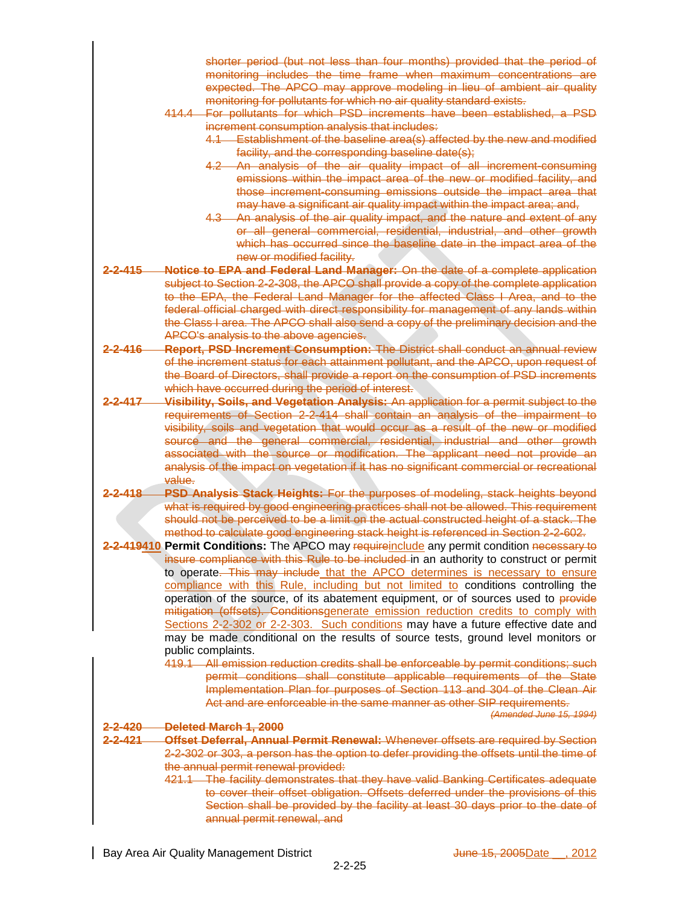~~shorter period (but not less than four months) provided that the period of monitoring includes the time frame when maximum concentrations are expected. The APCO may approve modeling in lieu of ambient air quality monitoring for pollutants for which no air quality standard exists.~~

~~414.4 For pollutants for which PSD increments have been established, a PSD increment consumption analysis that includes:~~

~~4.1 Establishment of the baseline area(s) affected by the new and modified facility, and the corresponding baseline date(s);~~

~~4.2 An analysis of the air quality impact of all increment-consuming emissions within the impact area of the new or modified facility, and those increment-consuming emissions outside the impact area that may have a significant air quality impact within the impact area; and,~~

~~4.3 An analysis of the air quality impact, and the nature and extent of any or all general commercial, residential, industrial, and other growth which has occurred since the baseline date in the impact area of the new or modified facility.~~

~~**2-2-415 Notice to EPA and Federal Land Manager:** On the date of a complete application subject to Section 2-2-308, the APCO shall provide a copy of the complete application to the EPA, the Federal Land Manager for the affected Class I Area, and to the federal official charged with direct responsibility for management of any lands within the Class I area. The APCO shall also send a copy of the preliminary decision and the APCO's analysis to the above agencies.~~

~~**2-2-416 Report, PSD Increment Consumption:** The District shall conduct an annual review of the increment status for each attainment pollutant, and the APCO, upon request of the Board of Directors, shall provide a report on the consumption of PSD increments which have occurred during the period of interest.~~

~~**2-2-417 Visibility, Soils, and Vegetation Analysis:** An application for a permit subject to the requirements of Section 2-2-414 shall contain an analysis of the impairment to visibility, soils and vegetation that would occur as a result of the new or modified source and the general commercial, residential, industrial and other growth associated with the source or modification. The applicant need not provide an analysis of the impact on vegetation if it has no significant commercial or recreational value.~~

~~**2-2-418 PSD Analysis Stack Heights:** For the purposes of modeling, stack heights beyond what is required by good engineering practices shall not be allowed. This requirement should not be perceived to be a limit on the actual constructed height of a stack. The method to calculate good engineering stack height is referenced in Section 2-2-602.~~

**~~2-2-419~~410 Permit Conditions:** The APCO may ~~require~~include any permit condition ~~necessary to insure compliance with this Rule to be included~~ in an authority to construct or permit to operate~~. This may include~~ that the APCO determines is necessary to ensure compliance with this Rule, including but not limited to conditions controlling the operation of the source, of its abatement equipment, or of sources used to ~~provide mitigation (offsets). Conditions~~generate emission reduction credits to comply with Sections 2-2-302 or 2-2-303. Such conditions may have a future effective date and may be made conditional on the results of source tests, ground level monitors or public complaints.

~~419.1 All emission reduction credits shall be enforceable by permit conditions; such permit conditions shall constitute applicable requirements of the State Implementation Plan for purposes of Section 113 and 304 of the Clean Air Act and are enforceable in the same manner as other SIP requirements.~~

~~*(Amended June 15, 1994)*~~

~~**2-2-420 Deleted March 1, 2000**~~

~~**2-2-421 Offset Deferral, Annual Permit Renewal:** Whenever offsets are required by Section 2-2-302 or 303, a person has the option to defer providing the offsets until the time of the annual permit renewal provided:~~

~~421.1 The facility demonstrates that they have valid Banking Certificates adequate to cover their offset obligation. Offsets deferred under the provisions of this Section shall be provided by the facility at least 30 days prior to the date of annual permit renewal, and~~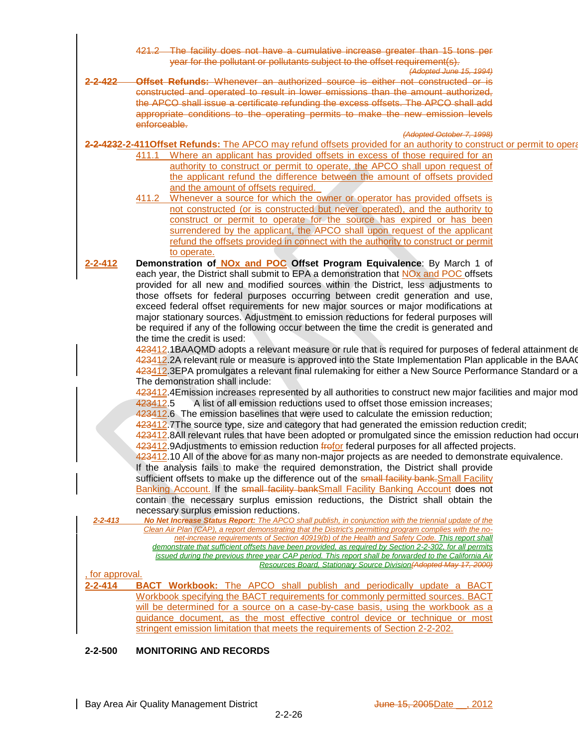421.2 The facility does not have a cumulative increase greater than 15 tons per year for the pollutant or pollutants subject to the offset requirement(s).

*(Adopted June 15, 1994)*

**2-2-422 Offset Refunds:** Whenever an authorized source is either not constructed or is constructed and operated to result in lower emissions than the amount authorized, the APCO shall issue a certificate refunding the excess offsets. The APCO shall add appropriate conditions to the operating permits to make the new emission levels enforceable.

*(Adopted October 7, 1998)*

**2-2-4232-2-411Offset Refunds:** The APCO may refund offsets provided for an authority to construct or permit to opera

411.1 Where an applicant has provided offsets in excess of those required for an authority to construct or permit to operate, the APCO shall upon request of the applicant refund the difference between the amount of offsets provided and the amount of offsets required.

411.2 Whenever a source for which the owner or operator has provided offsets is not constructed (or is constructed but never operated), and the authority to construct or permit to operate for the source has expired or has been surrendered by the applicant, the APCO shall upon request of the applicant refund the offsets provided in connect with the authority to construct or permit to operate.

**2-2-412 Demonstration of NOx and POC Offset Program Equivalence**: By March 1 of each year, the District shall submit to EPA a demonstration that NOx and POC offsets provided for all new and modified sources within the District, less adjustments to those offsets for federal purposes occurring between credit generation and use, exceed federal offset requirements for new major sources or major modifications at major stationary sources. Adjustment to emission reductions for federal purposes will be required if any of the following occur between the time the credit is generated and the time the credit is used:

423412.1BAAQMD adopts a relevant measure or rule that is required for purposes of federal attainment de

423412.2A relevant rule or measure is approved into the State Implementation Plan applicable in the BAAC

423412.3EPA promulgates a relevant final rulemaking for either a New Source Performance Standard or a

The demonstration shall include:

423412.4Emission increases represented by all authorities to construct new major facilities and major mod

423412.5 A list of all emission reductions used to offset those emission increases;

423412.6 The emission baselines that were used to calculate the emission reduction;

423412.7The source type, size and category that had generated the emission reduction credit;

423412.8All relevant rules that have been adopted or promulgated since the emission reduction had occurr

423412.9Adjustments to emission reduction frofor federal purposes for all affected projects.

423412.10 All of the above for as many non-major projects as are needed to demonstrate equivalence.

If the analysis fails to make the required demonstration, the District shall provide sufficient offsets to make up the difference out of the small facility bank.Small Facility Banking Account. If the small facility bankSmall Facility Banking Account does not contain the necessary surplus emission reductions, the District shall obtain the necessary surplus emission reductions.

***2-2-413 No Net Increase Status Report:*** *The APCO shall publish, in conjunction with the triennial update of the Clean Air Plan (CAP), a report demonstrating that the District's permitting program complies with the no-net-increase requirements of Section 40919(b) of the Health and Safety Code. This report shall demonstrate that sufficient offsets have been provided, as required by Section 2-2-302, for all permits issued during the previous three year CAP period. This report shall be forwarded to the California Air Resources Board, Stationary Source Division(Adopted May 17, 2000)*

, for approval.

**2-2-414 BACT Workbook:** The APCO shall publish and periodically update a BACT Workbook specifying the BACT requirements for commonly permitted sources. BACT will be determined for a source on a case-by-case basis, using the workbook as a guidance document, as the most effective control device or technique or most stringent emission limitation that meets the requirements of Section 2-2-202.

## 2-2-500 MONITORING AND RECORDS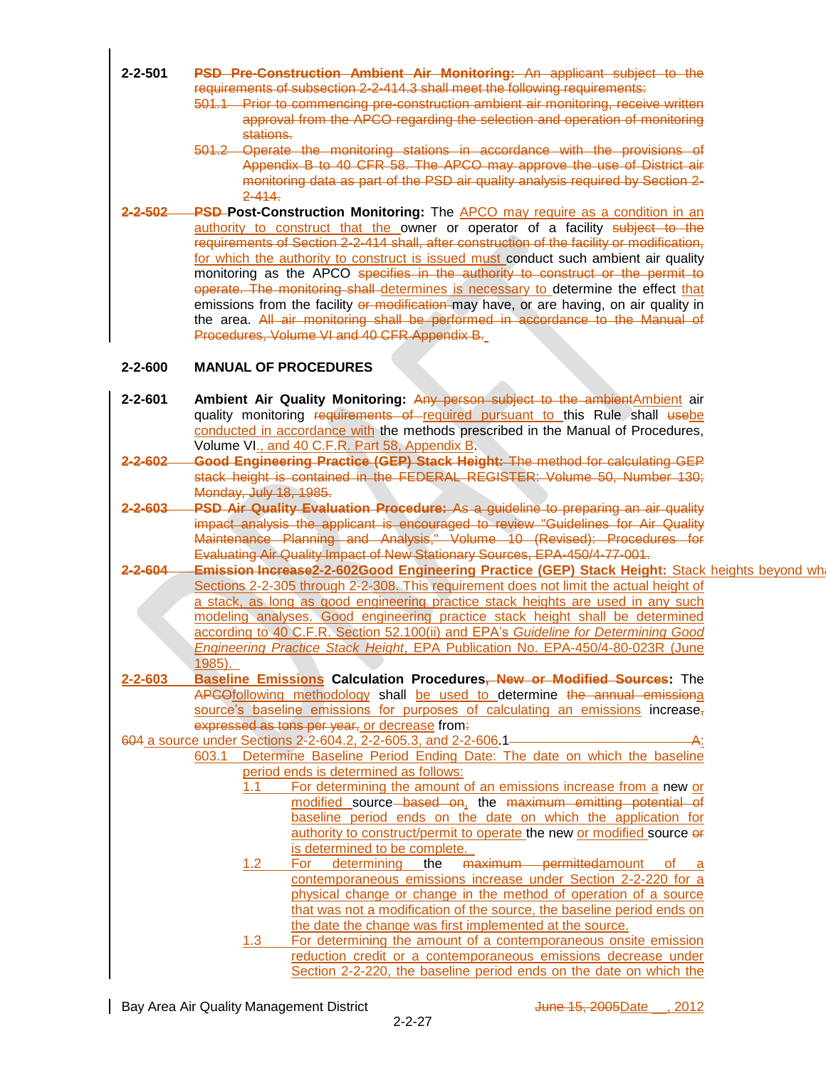**2-2-501** ~~**PSD Pre-Construction Ambient Air Monitoring:** An applicant subject to the requirements of subsection 2-2-414.3 shall meet the following requirements:~~

~~501.1 Prior to commencing pre-construction ambient air monitoring, receive written approval from the APCO regarding the selection and operation of monitoring stations.~~

~~501.2 Operate the monitoring stations in accordance with the provisions of Appendix B to 40 CFR 58. The APCO may approve the use of District air monitoring data as part of the PSD air quality analysis required by Section 2-2-414.~~

~~**2-2-502**~~ ~~**PSD**~~ **Post-Construction Monitoring:** The APCO may require as a condition in an authority to construct that the owner or operator of a facility ~~subject to the requirements of Section 2-2-414 shall, after construction of the facility or modification,~~ for which the authority to construct is issued must conduct such ambient air quality monitoring as the APCO ~~specifies in the authority to construct or the permit to operate. The monitoring shall~~ determines is necessary to determine the effect that emissions from the facility ~~or modification~~ may have, or are having, on air quality in the area. ~~All air monitoring shall be performed in accordance to the Manual of Procedures, Volume VI and 40 CFR Appendix B.~~

**2-2-600 MANUAL OF PROCEDURES**

**2-2-601 Ambient Air Quality Monitoring:** ~~Any person subject to the ambient~~Ambient air quality monitoring ~~requirements of~~ required pursuant to this Rule shall ~~use~~be conducted in accordance with the methods prescribed in the Manual of Procedures, Volume VI., and 40 C.F.R. Part 58, Appendix B.

~~**2-2-602**~~ ~~**Good Engineering Practice (GEP) Stack Height:** The method for calculating GEP stack height is contained in the FEDERAL REGISTER: Volume 50, Number 130; Monday, July 18, 1985.~~

~~**2-2-603**~~ ~~**PSD Air Quality Evaluation Procedure:** As a guideline to preparing an air quality impact analysis the applicant is encouraged to review "Guidelines for Air Quality Maintenance Planning and Analysis," Volume 10 (Revised): Procedures for Evaluating Air Quality Impact of New Stationary Sources, EPA-450/4-77-001.~~

~~**2-2-604**~~ ~~**Emission Increase**~~**2-2-602Good Engineering Practice (GEP) Stack Height:** Stack heights beyond wha Sections 2-2-305 through 2-2-308. This requirement does not limit the actual height of a stack, as long as good engineering practice stack heights are used in any such modeling analyses. Good engineering practice stack height shall be determined according to 40 C.F.R. Section 52.100(ii) and EPA's *Guideline for Determining Good Engineering Practice Stack Height*, EPA Publication No. EPA-450/4-80-023R (June 1985).

**2-2-603** **Baseline Emissions Calculation Procedures~~, New or Modified Sources~~:** The ~~APCO~~following methodology shall be used to determine ~~the annual emission~~a source's baseline emissions for purposes of calculating an emissions increase~~,~~ ~~expressed as tons per year,~~ or decrease from~~:~~

~~604~~ a source under Sections 2-2-604.2, 2-2-605.3, and 2-2-606.1 ~~A~~:

603.1 Determine Baseline Period Ending Date: The date on which the baseline period ends is determined as follows:

1.1 For determining the amount of an emissions increase from a new or modified source ~~based on~~, the ~~maximum emitting potential of~~ baseline period ends on the date on which the application for authority to construct/permit to operate the new or modified source ~~or~~ is determined to be complete.

1.2 For determining the ~~maximum permitted~~amount of a contemporaneous emissions increase under Section 2-2-220 for a physical change or change in the method of operation of a source that was not a modification of the source, the baseline period ends on the date the change was first implemented at the source.

1.3 For determining the amount of a contemporaneous onsite emission reduction credit or a contemporaneous emissions decrease under Section 2-2-220, the baseline period ends on the date on which the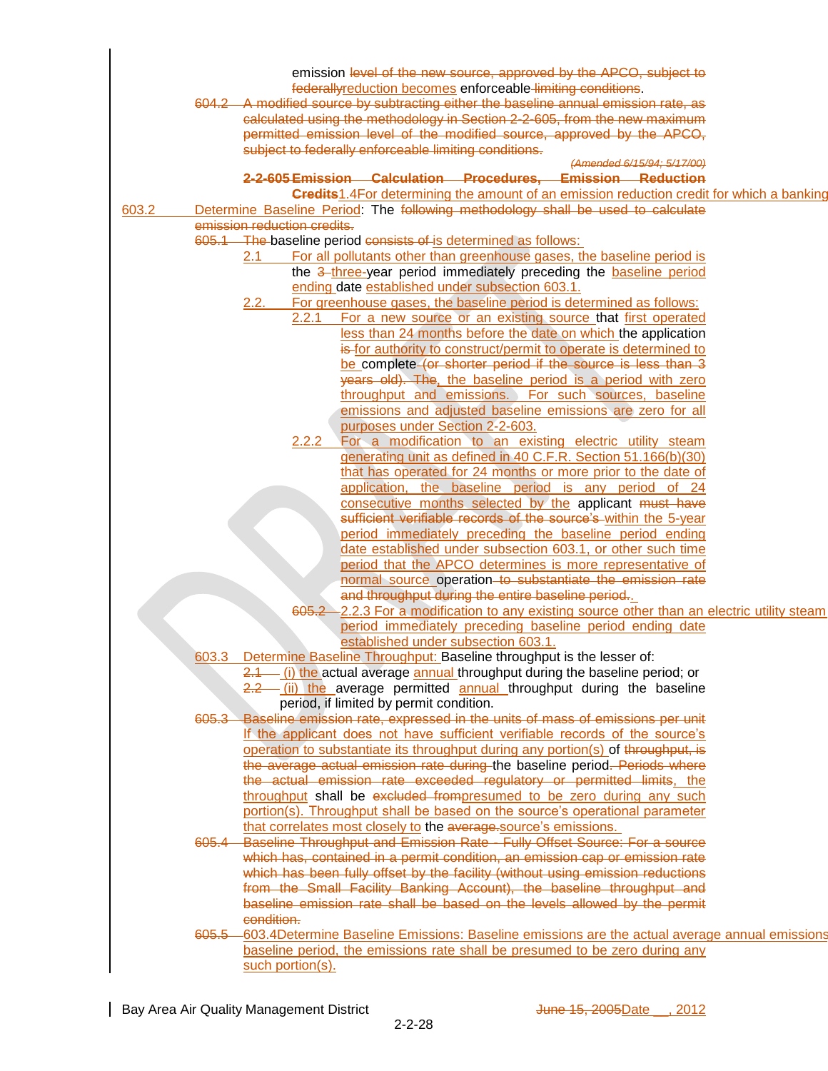emission level of the new source, approved by the APCO, subject to federallyreduction becomes enforceable limiting conditions.

604.2 A modified source by subtracting either the baseline annual emission rate, as calculated using the methodology in Section 2-2-605, from the new maximum permitted emission level of the modified source, approved by the APCO, subject to federally enforceable limiting conditions.

*(Amended 6/15/94; 5/17/00)*

**2-2-605 Emission Calculation Procedures, Emission Reduction Credits**1.4For determining the amount of an emission reduction credit for which a banking

603.2 Determine Baseline Period: The following methodology shall be used to calculate emission reduction credits.

605.1 The baseline period consists of is determined as follows:

2.1 For all pollutants other than greenhouse gases, the baseline period is the 3 three-year period immediately preceding the baseline period ending date established under subsection 603.1.

2.2. For greenhouse gases, the baseline period is determined as follows:

2.2.1 For a new source or an existing source that first operated less than 24 months before the date on which the application is for authority to construct/permit to operate is determined to be complete (or shorter period if the source is less than 3 years old). The, the baseline period is a period with zero throughput and emissions. For such sources, baseline emissions and adjusted baseline emissions are zero for all purposes under Section 2-2-603.

2.2.2 For a modification to an existing electric utility steam generating unit as defined in 40 C.F.R. Section 51.166(b)(30) that has operated for 24 months or more prior to the date of application, the baseline period is any period of 24 consecutive months selected by the applicant must have sufficient verifiable records of the source's within the 5-year period immediately preceding the baseline period ending date established under subsection 603.1, or other such time period that the APCO determines is more representative of normal source operation to substantiate the emission rate and throughput during the entire baseline period..

605.2 2.2.3 For a modification to any existing source other than an electric utility steam period immediately preceding baseline period ending date established under subsection 603.1.

603.3 Determine Baseline Throughput: Baseline throughput is the lesser of:

2.1 (i) the actual average annual throughput during the baseline period; or

2.2 (ii) the average permitted annual throughput during the baseline period, if limited by permit condition.

605.3 Baseline emission rate, expressed in the units of mass of emissions per unit If the applicant does not have sufficient verifiable records of the source's operation to substantiate its throughput during any portion(s) of throughput, is the average actual emission rate during the baseline period. Periods where the actual emission rate exceeded regulatory or permitted limits, the throughput shall be excluded frompresumed to be zero during any such portion(s). Throughput shall be based on the source's operational parameter that correlates most closely to the average.source's emissions.

605.4 Baseline Throughput and Emission Rate - Fully Offset Source: For a source which has, contained in a permit condition, an emission cap or emission rate which has been fully offset by the facility (without using emission reductions from the Small Facility Banking Account), the baseline throughput and baseline emission rate shall be based on the levels allowed by the permit condition.

605.5 603.4Determine Baseline Emissions: Baseline emissions are the actual average annual emissions baseline period, the emissions rate shall be presumed to be zero during any such portion(s).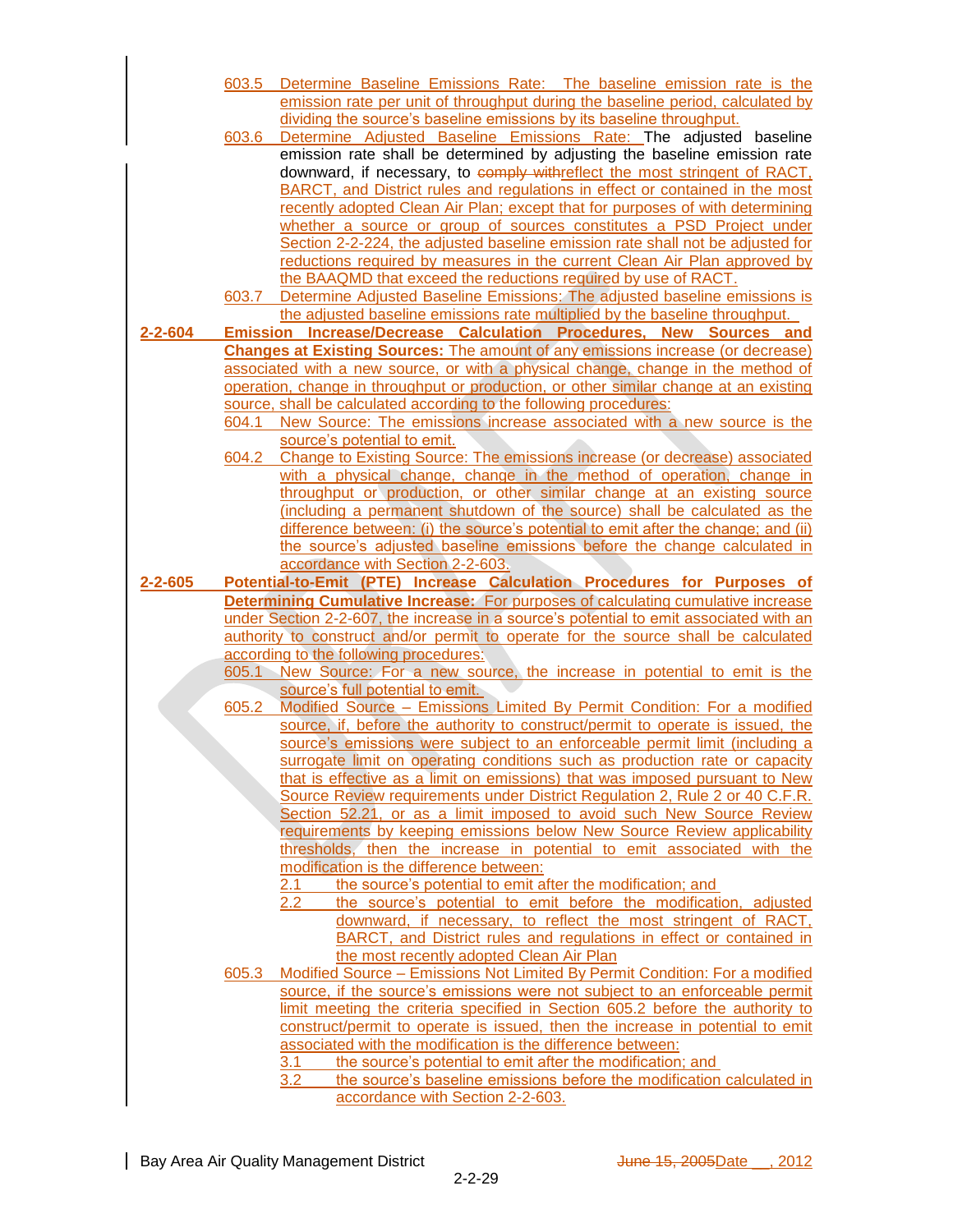603.5 Determine Baseline Emissions Rate: The baseline emission rate is the emission rate per unit of throughput during the baseline period, calculated by dividing the source's baseline emissions by its baseline throughput.

603.6 Determine Adjusted Baseline Emissions Rate: The adjusted baseline emission rate shall be determined by adjusting the baseline emission rate downward, if necessary, to ~~comply with~~reflect the most stringent of RACT, BARCT, and District rules and regulations in effect or contained in the most recently adopted Clean Air Plan; except that for purposes of with determining whether a source or group of sources constitutes a PSD Project under Section 2-2-224, the adjusted baseline emission rate shall not be adjusted for reductions required by measures in the current Clean Air Plan approved by the BAAQMD that exceed the reductions required by use of RACT.

603.7 Determine Adjusted Baseline Emissions: The adjusted baseline emissions is the adjusted baseline emissions rate multiplied by the baseline throughput.

**2-2-604 Emission Increase/Decrease Calculation Procedures, New Sources and Changes at Existing Sources:** The amount of any emissions increase (or decrease) associated with a new source, or with a physical change, change in the method of operation, change in throughput or production, or other similar change at an existing source, shall be calculated according to the following procedures:

604.1 New Source: The emissions increase associated with a new source is the source's potential to emit.

604.2 Change to Existing Source: The emissions increase (or decrease) associated with a physical change, change in the method of operation, change in throughput or production, or other similar change at an existing source (including a permanent shutdown of the source) shall be calculated as the difference between: (i) the source's potential to emit after the change; and (ii) the source's adjusted baseline emissions before the change calculated in accordance with Section 2-2-603.

**2-2-605 Potential-to-Emit (PTE) Increase Calculation Procedures for Purposes of Determining Cumulative Increase:** For purposes of calculating cumulative increase under Section 2-2-607, the increase in a source's potential to emit associated with an authority to construct and/or permit to operate for the source shall be calculated according to the following procedures:

605.1 New Source: For a new source, the increase in potential to emit is the source's full potential to emit.

605.2 Modified Source – Emissions Limited By Permit Condition: For a modified source, if, before the authority to construct/permit to operate is issued, the source's emissions were subject to an enforceable permit limit (including a surrogate limit on operating conditions such as production rate or capacity that is effective as a limit on emissions) that was imposed pursuant to New Source Review requirements under District Regulation 2, Rule 2 or 40 C.F.R. Section 52.21, or as a limit imposed to avoid such New Source Review requirements by keeping emissions below New Source Review applicability thresholds, then the increase in potential to emit associated with the modification is the difference between:

2.1 the source's potential to emit after the modification; and

2.2 the source's potential to emit before the modification, adjusted downward, if necessary, to reflect the most stringent of RACT, BARCT, and District rules and regulations in effect or contained in the most recently adopted Clean Air Plan

605.3 Modified Source – Emissions Not Limited By Permit Condition: For a modified source, if the source's emissions were not subject to an enforceable permit limit meeting the criteria specified in Section 605.2 before the authority to construct/permit to operate is issued, then the increase in potential to emit associated with the modification is the difference between:

3.1 the source's potential to emit after the modification; and

3.2 the source's baseline emissions before the modification calculated in accordance with Section 2-2-603.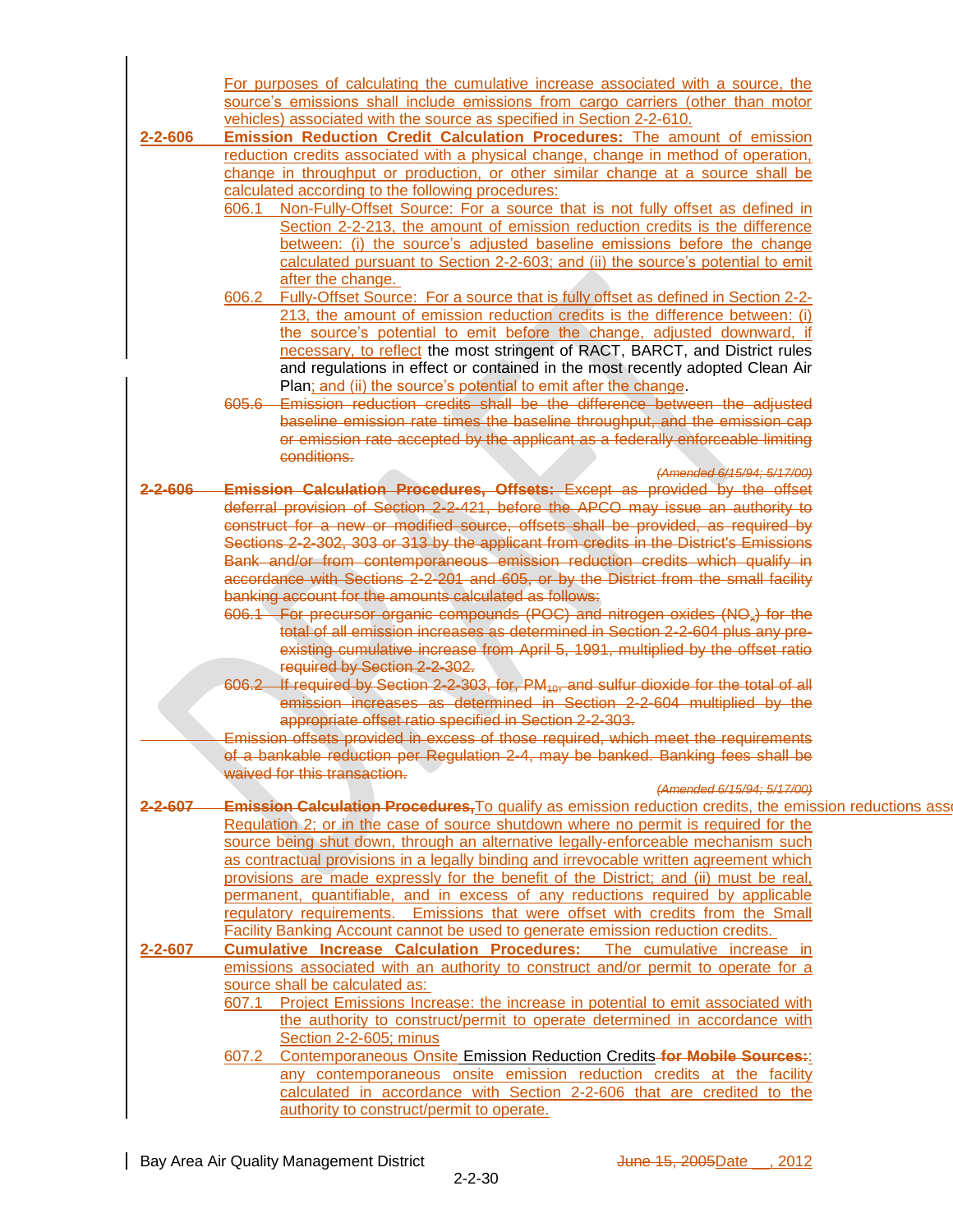For purposes of calculating the cumulative increase associated with a source, the source's emissions shall include emissions from cargo carriers (other than motor vehicles) associated with the source as specified in Section 2-2-610.

**2-2-606 Emission Reduction Credit Calculation Procedures:** The amount of emission reduction credits associated with a physical change, change in method of operation, change in throughput or production, or other similar change at a source shall be calculated according to the following procedures:

606.1 Non-Fully-Offset Source: For a source that is not fully offset as defined in Section 2-2-213, the amount of emission reduction credits is the difference between: (i) the source's adjusted baseline emissions before the change calculated pursuant to Section 2-2-603; and (ii) the source's potential to emit after the change.

606.2 Fully-Offset Source: For a source that is fully offset as defined in Section 2-2-213, the amount of emission reduction credits is the difference between: (i) the source's potential to emit before the change, adjusted downward, if necessary, to reflect the most stringent of RACT, BARCT, and District rules and regulations in effect or contained in the most recently adopted Clean Air Plan; and (ii) the source's potential to emit after the change.

~~605.6 Emission reduction credits shall be the difference between the adjusted baseline emission rate times the baseline throughput, and the emission cap or emission rate accepted by the applicant as a federally enforceable limiting conditions.~~

~~*(Amended 6/15/94; 5/17/00)*~~

~~**2-2-606 Emission Calculation Procedures, Offsets:** Except as provided by the offset deferral provision of Section 2-2-421, before the APCO may issue an authority to construct for a new or modified source, offsets shall be provided, as required by Sections 2-2-302, 303 or 313 by the applicant from credits in the District's Emissions Bank and/or from contemporaneous emission reduction credits which qualify in accordance with Sections 2-2-201 and 605, or by the District from the small facility banking account for the amounts calculated as follows:~~

~~606.1 For precursor organic compounds (POC) and nitrogen oxides ($NO_x$) for the total of all emission increases as determined in Section 2-2-604 plus any pre-existing cumulative increase from April 5, 1991, multiplied by the offset ratio required by Section 2-2-302.~~

~~606.2 If required by Section 2-2-303, for, $PM_{10}$, and sulfur dioxide for the total of all emission increases as determined in Section 2-2-604 multiplied by the appropriate offset ratio specified in Section 2-2-303.~~

~~Emission offsets provided in excess of those required, which meet the requirements of a bankable reduction per Regulation 2-4, may be banked. Banking fees shall be waived for this transaction.~~

~~*(Amended 6/15/94; 5/17/00)*~~

~~**2-2-607 Emission Calculation Procedures,**~~ To qualify as emission reduction credits, the emission reductions ass… Regulation 2; or in the case of source shutdown where no permit is required for the source being shut down, through an alternative legally-enforceable mechanism such as contractual provisions in a legally binding and irrevocable written agreement which provisions are made expressly for the benefit of the District; and (ii) must be real, permanent, quantifiable, and in excess of any reductions required by applicable regulatory requirements. Emissions that were offset with credits from the Small Facility Banking Account cannot be used to generate emission reduction credits.

**2-2-607 Cumulative Increase Calculation Procedures:** The cumulative increase in emissions associated with an authority to construct and/or permit to operate for a source shall be calculated as:

607.1 Project Emissions Increase: the increase in potential to emit associated with the authority to construct/permit to operate determined in accordance with Section 2-2-605; minus

607.2 Contemporaneous Onsite Emission Reduction Credits ~~**for Mobile Sources:**~~: any contemporaneous onsite emission reduction credits at the facility calculated in accordance with Section 2-2-606 that are credited to the authority to construct/permit to operate.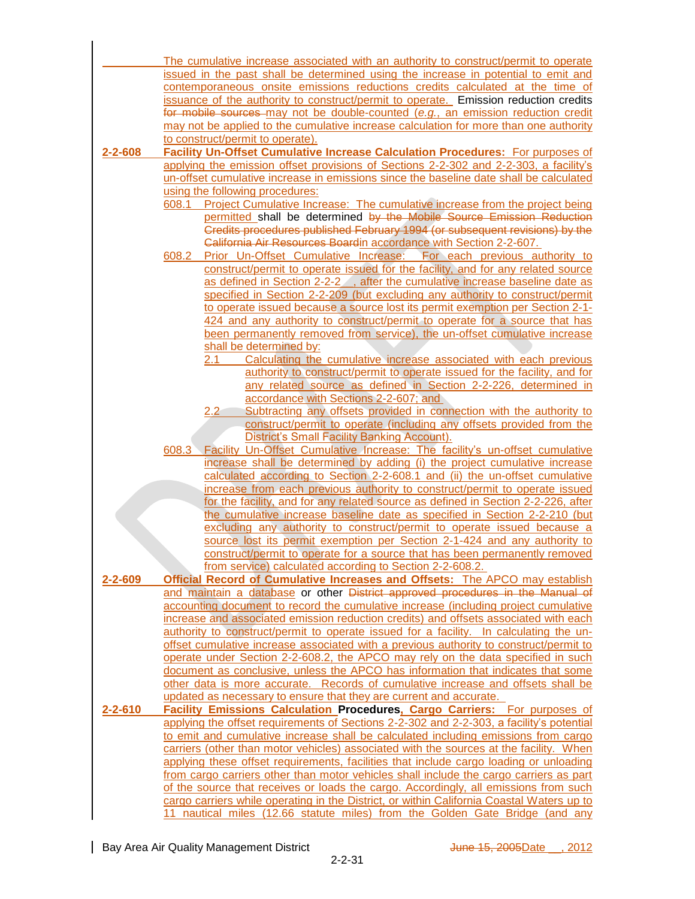The cumulative increase associated with an authority to construct/permit to operate issued in the past shall be determined using the increase in potential to emit and contemporaneous onsite emissions reductions credits calculated at the time of issuance of the authority to construct/permit to operate. Emission reduction credits ~~for mobile sources~~ may not be double-counted (*e.g.*, an emission reduction credit may not be applied to the cumulative increase calculation for more than one authority to construct/permit to operate).

**2-2-608 Facility Un-Offset Cumulative Increase Calculation Procedures:** For purposes of applying the emission offset provisions of Sections 2-2-302 and 2-2-303, a facility's un-offset cumulative increase in emissions since the baseline date shall be calculated using the following procedures:

608.1 Project Cumulative Increase: The cumulative increase from the project being permitted shall be determined ~~by the Mobile Source Emission Reduction Credits procedures published February 1994 (or subsequent revisions) by the California Air Resources Board~~in accordance with Section 2-2-607.

608.2 Prior Un-Offset Cumulative Increase: For each previous authority to construct/permit to operate issued for the facility, and for any related source as defined in Section 2-2-\_\_\_, after the cumulative increase baseline date as specified in Section 2-2-209 (but excluding any authority to construct/permit to operate issued because a source lost its permit exemption per Section 2-1-424 and any authority to construct/permit to operate for a source that has been permanently removed from service), the un-offset cumulative increase shall be determined by:

2.1 Calculating the cumulative increase associated with each previous authority to construct/permit to operate issued for the facility, and for any related source as defined in Section 2-2-226, determined in accordance with Sections 2-2-607; and

2.2 Subtracting any offsets provided in connection with the authority to construct/permit to operate (including any offsets provided from the District's Small Facility Banking Account).

608.3 Facility Un-Offset Cumulative Increase: The facility's un-offset cumulative increase shall be determined by adding (i) the project cumulative increase calculated according to Section 2-2-608.1 and (ii) the un-offset cumulative increase from each previous authority to construct/permit to operate issued for the facility, and for any related source as defined in Section 2-2-226, after the cumulative increase baseline date as specified in Section 2-2-210 (but excluding any authority to construct/permit to operate issued because a source lost its permit exemption per Section 2-1-424 and any authority to construct/permit to operate for a source that has been permanently removed from service) calculated according to Section 2-2-608.2.

**2-2-609 Official Record of Cumulative Increases and Offsets:** The APCO may establish and maintain a database or other ~~District approved procedures in the Manual of~~ accounting document to record the cumulative increase (including project cumulative increase and associated emission reduction credits) and offsets associated with each authority to construct/permit to operate issued for a facility. In calculating the un-offset cumulative increase associated with a previous authority to construct/permit to operate under Section 2-2-608.2, the APCO may rely on the data specified in such document as conclusive, unless the APCO has information that indicates that some other data is more accurate. Records of cumulative increase and offsets shall be updated as necessary to ensure that they are current and accurate.

**2-2-610 Facility Emissions Calculation Procedures, Cargo Carriers:** For purposes of applying the offset requirements of Sections 2-2-302 and 2-2-303, a facility's potential to emit and cumulative increase shall be calculated including emissions from cargo carriers (other than motor vehicles) associated with the sources at the facility. When applying these offset requirements, facilities that include cargo loading or unloading from cargo carriers other than motor vehicles shall include the cargo carriers as part of the source that receives or loads the cargo. Accordingly, all emissions from such cargo carriers while operating in the District, or within California Coastal Waters up to 11 nautical miles (12.66 statute miles) from the Golden Gate Bridge (and any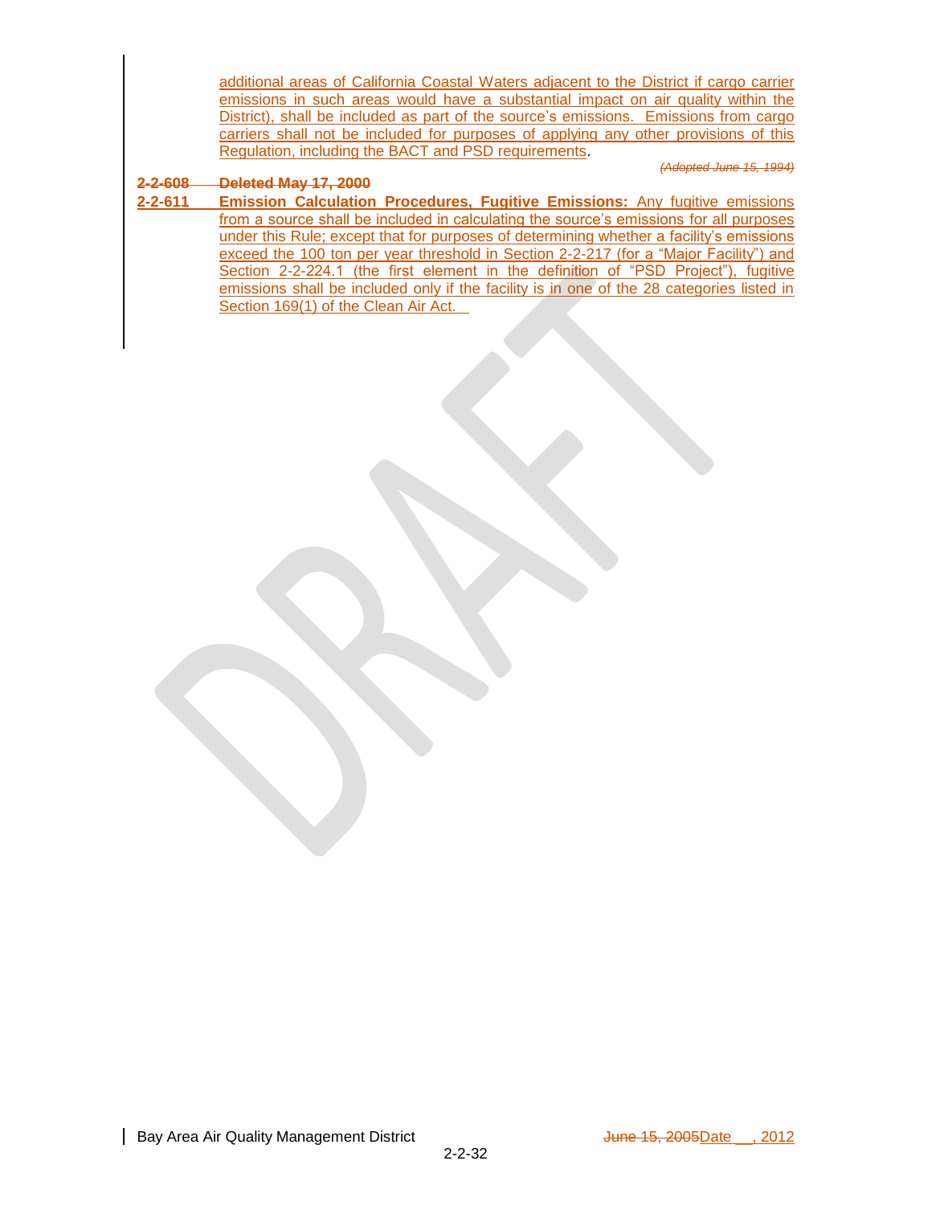additional areas of California Coastal Waters adjacent to the District if cargo carrier emissions in such areas would have a substantial impact on air quality within the District), shall be included as part of the source's emissions. Emissions from cargo carriers shall not be included for purposes of applying any other provisions of this Regulation, including the BACT and PSD requirements.

*(Adopted June 15, 1994)*

~~**2-2-608 Deleted May 17, 2000**~~

**2-2-611 Emission Calculation Procedures, Fugitive Emissions:** Any fugitive emissions from a source shall be included in calculating the source's emissions for all purposes under this Rule; except that for purposes of determining whether a facility's emissions exceed the 100 ton per year threshold in Section 2-2-217 (for a "Major Facility") and Section 2-2-224.1 (the first element in the definition of "PSD Project"), fugitive emissions shall be included only if the facility is in one of the 28 categories listed in Section 169(1) of the Clean Air Act.